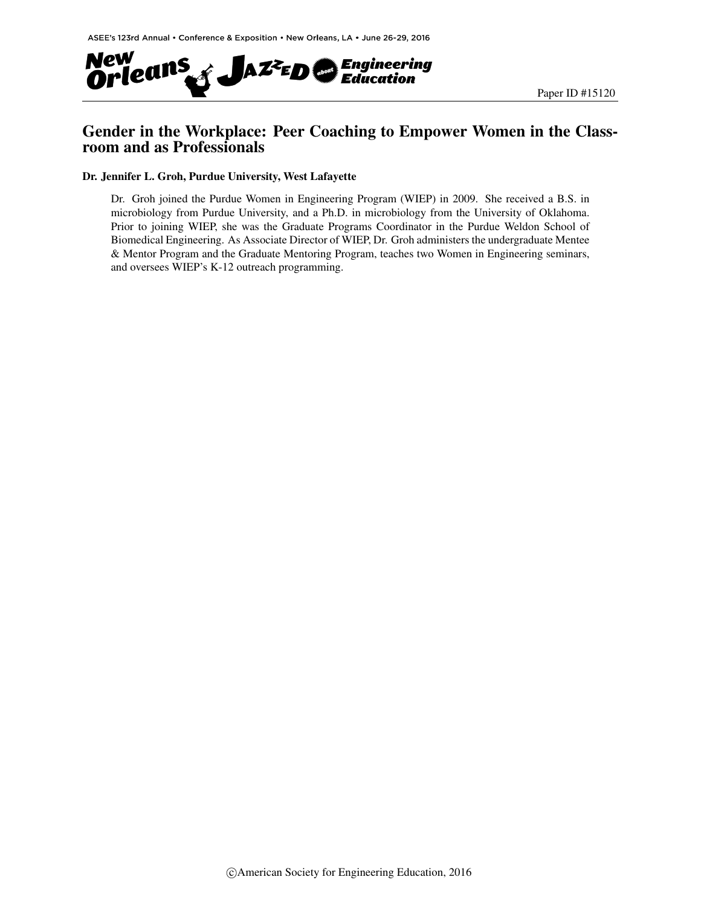Paper ID #15120

# Gender in the Workplace: Peer Coaching to Empower Women in the Classroom and as Professionals

**Dr. Jennifer L. Groh, Purdue University, West Lafayette**

Dr. Groh joined the Purdue Women in Engineering Program (WIEP) in 2009. She received a B.S. in microbiology from Purdue University, and a Ph.D. in microbiology from the University of Oklahoma. Prior to joining WIEP, she was the Graduate Programs Coordinator in the Purdue Weldon School of Biomedical Engineering. As Associate Director of WIEP, Dr. Groh administers the undergraduate Mentee & Mentor Program and the Graduate Mentoring Program, teaches two Women in Engineering seminars, and oversees WIEP's K-12 outreach programming.

©American Society for Engineering Education, 2016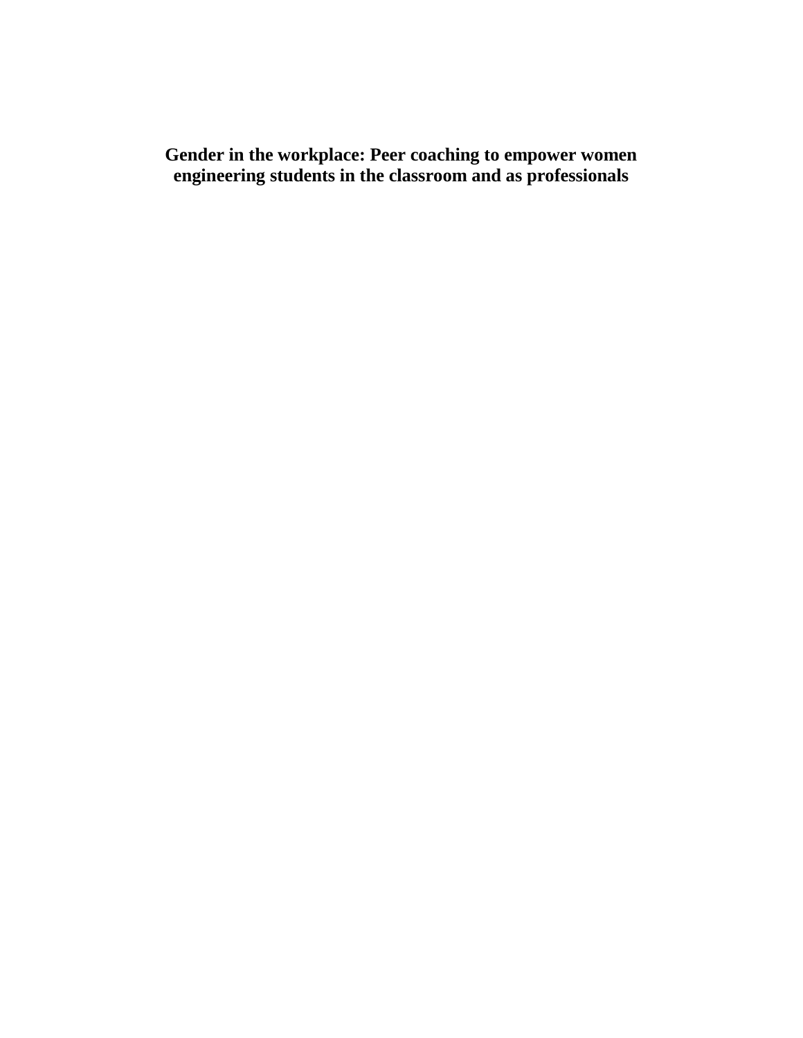# Gender in the workplace: Peer coaching to empower women engineering students in the classroom and as professionals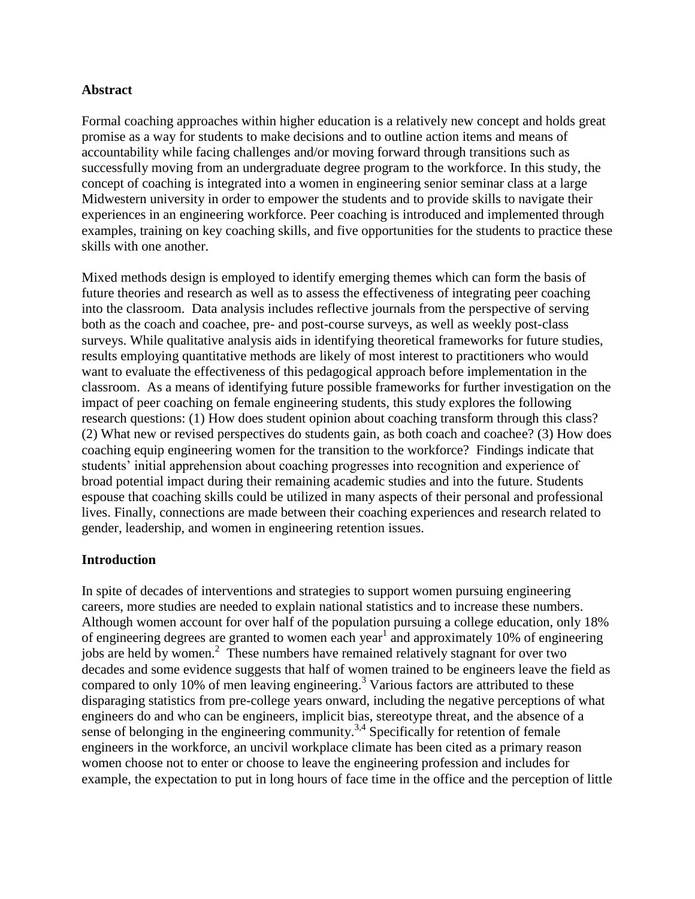## Abstract

Formal coaching approaches within higher education is a relatively new concept and holds great promise as a way for students to make decisions and to outline action items and means of accountability while facing challenges and/or moving forward through transitions such as successfully moving from an undergraduate degree program to the workforce. In this study, the concept of coaching is integrated into a women in engineering senior seminar class at a large Midwestern university in order to empower the students and to provide skills to navigate their experiences in an engineering workforce. Peer coaching is introduced and implemented through examples, training on key coaching skills, and five opportunities for the students to practice these skills with one another.

Mixed methods design is employed to identify emerging themes which can form the basis of future theories and research as well as to assess the effectiveness of integrating peer coaching into the classroom. Data analysis includes reflective journals from the perspective of serving both as the coach and coachee, pre- and post-course surveys, as well as weekly post-class surveys. While qualitative analysis aids in identifying theoretical frameworks for future studies, results employing quantitative methods are likely of most interest to practitioners who would want to evaluate the effectiveness of this pedagogical approach before implementation in the classroom. As a means of identifying future possible frameworks for further investigation on the impact of peer coaching on female engineering students, this study explores the following research questions: (1) How does student opinion about coaching transform through this class? (2) What new or revised perspectives do students gain, as both coach and coachee? (3) How does coaching equip engineering women for the transition to the workforce? Findings indicate that students' initial apprehension about coaching progresses into recognition and experience of broad potential impact during their remaining academic studies and into the future. Students espouse that coaching skills could be utilized in many aspects of their personal and professional lives. Finally, connections are made between their coaching experiences and research related to gender, leadership, and women in engineering retention issues.

## Introduction

In spite of decades of interventions and strategies to support women pursuing engineering careers, more studies are needed to explain national statistics and to increase these numbers. Although women account for over half of the population pursuing a college education, only 18% of engineering degrees are granted to women each year[1] and approximately 10% of engineering jobs are held by women.[2] These numbers have remained relatively stagnant for over two decades and some evidence suggests that half of women trained to be engineers leave the field as compared to only 10% of men leaving engineering.[3] Various factors are attributed to these disparaging statistics from pre-college years onward, including the negative perceptions of what engineers do and who can be engineers, implicit bias, stereotype threat, and the absence of a sense of belonging in the engineering community.[3,4] Specifically for retention of female engineers in the workforce, an uncivil workplace climate has been cited as a primary reason women choose not to enter or choose to leave the engineering profession and includes for example, the expectation to put in long hours of face time in the office and the perception of little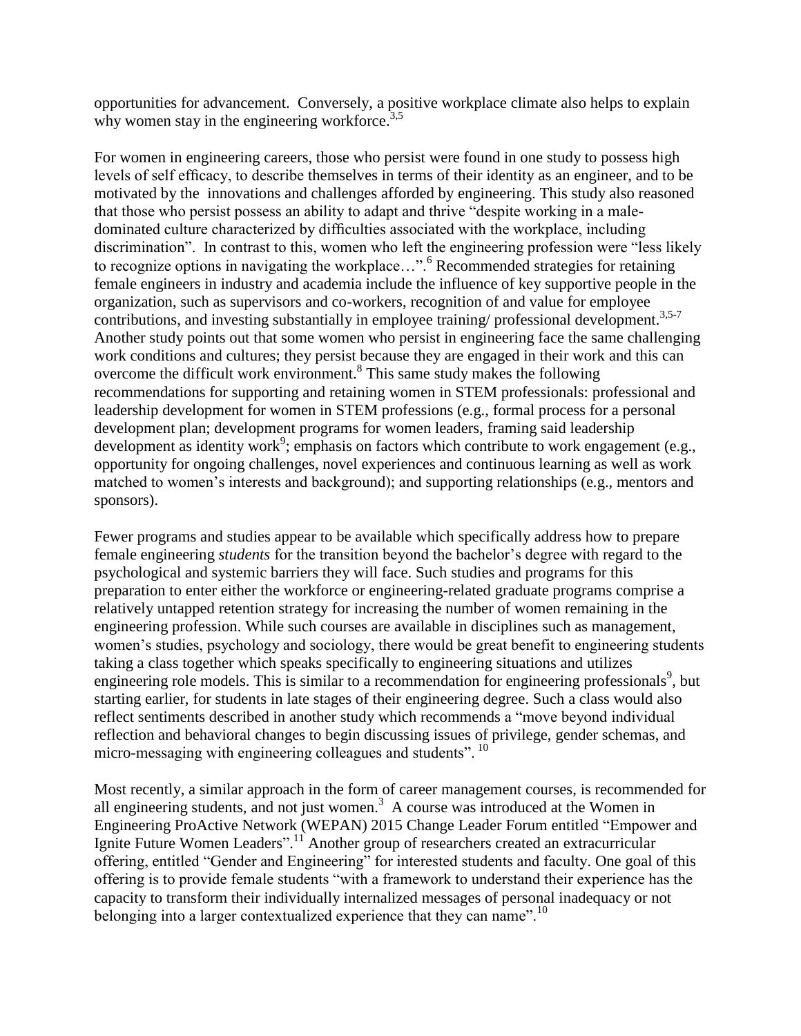opportunities for advancement. Conversely, a positive workplace climate also helps to explain why women stay in the engineering workforce.[3,5]

For women in engineering careers, those who persist were found in one study to possess high levels of self efficacy, to describe themselves in terms of their identity as an engineer, and to be motivated by the innovations and challenges afforded by engineering. This study also reasoned that those who persist possess an ability to adapt and thrive "despite working in a male-dominated culture characterized by difficulties associated with the workplace, including discrimination". In contrast to this, women who left the engineering profession were "less likely to recognize options in navigating the workplace…".[6] Recommended strategies for retaining female engineers in industry and academia include the influence of key supportive people in the organization, such as supervisors and co-workers, recognition of and value for employee contributions, and investing substantially in employee training/ professional development.[3,5-7] Another study points out that some women who persist in engineering face the same challenging work conditions and cultures; they persist because they are engaged in their work and this can overcome the difficult work environment.[8] This same study makes the following recommendations for supporting and retaining women in STEM professionals: professional and leadership development for women in STEM professions (e.g., formal process for a personal development plan; development programs for women leaders, framing said leadership development as identity work[9]; emphasis on factors which contribute to work engagement (e.g., opportunity for ongoing challenges, novel experiences and continuous learning as well as work matched to women's interests and background); and supporting relationships (e.g., mentors and sponsors).

Fewer programs and studies appear to be available which specifically address how to prepare female engineering *students* for the transition beyond the bachelor's degree with regard to the psychological and systemic barriers they will face. Such studies and programs for this preparation to enter either the workforce or engineering-related graduate programs comprise a relatively untapped retention strategy for increasing the number of women remaining in the engineering profession. While such courses are available in disciplines such as management, women's studies, psychology and sociology, there would be great benefit to engineering students taking a class together which speaks specifically to engineering situations and utilizes engineering role models. This is similar to a recommendation for engineering professionals[9], but starting earlier, for students in late stages of their engineering degree. Such a class would also reflect sentiments described in another study which recommends a "move beyond individual reflection and behavioral changes to begin discussing issues of privilege, gender schemas, and micro-messaging with engineering colleagues and students". [10]

Most recently, a similar approach in the form of career management courses, is recommended for all engineering students, and not just women.[3] A course was introduced at the Women in Engineering ProActive Network (WEPAN) 2015 Change Leader Forum entitled "Empower and Ignite Future Women Leaders".[11] Another group of researchers created an extracurricular offering, entitled "Gender and Engineering" for interested students and faculty. One goal of this offering is to provide female students "with a framework to understand their experience has the capacity to transform their individually internalized messages of personal inadequacy or not belonging into a larger contextualized experience that they can name".[10]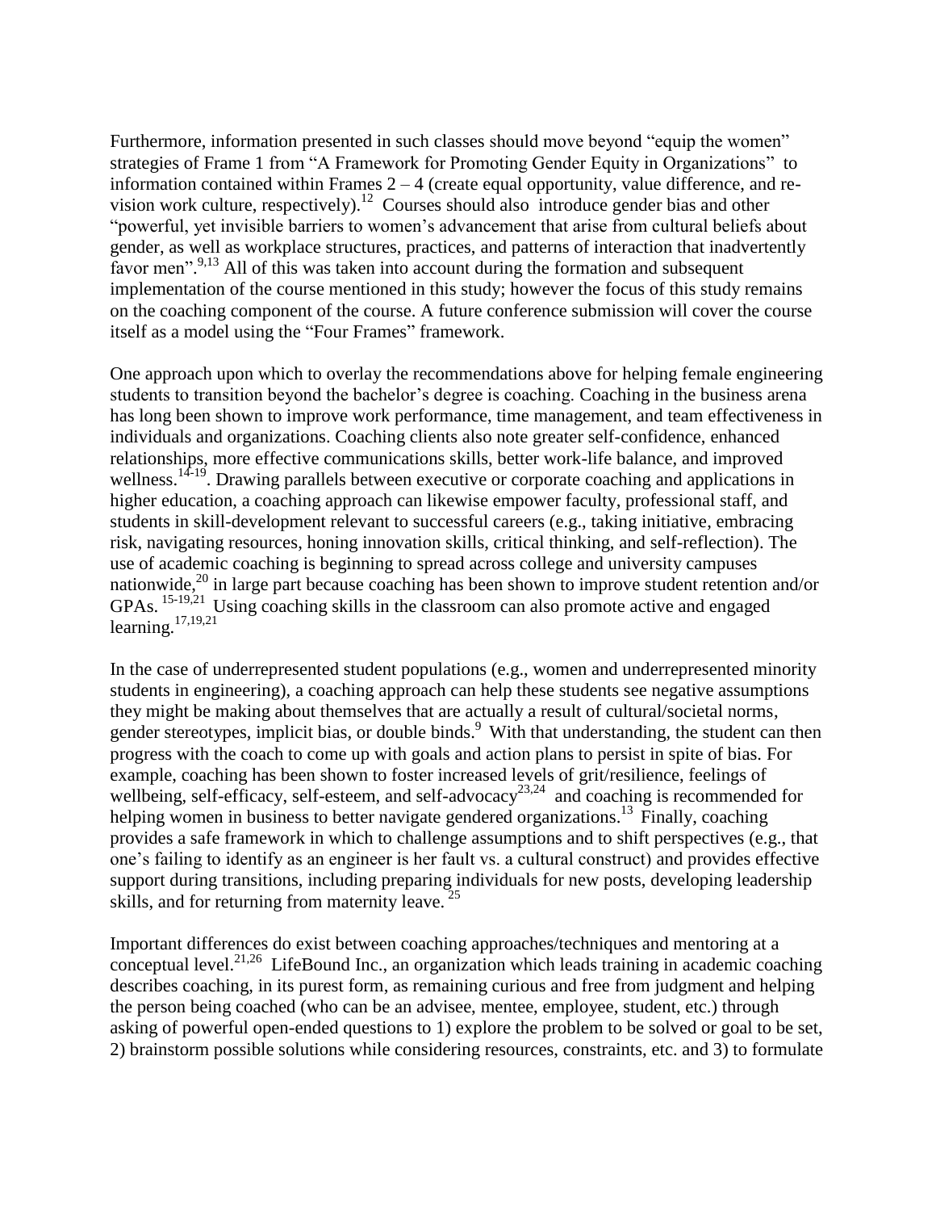Furthermore, information presented in such classes should move beyond "equip the women" strategies of Frame 1 from "A Framework for Promoting Gender Equity in Organizations" to information contained within Frames 2 – 4 (create equal opportunity, value difference, and re-vision work culture, respectively).[12] Courses should also introduce gender bias and other "powerful, yet invisible barriers to women's advancement that arise from cultural beliefs about gender, as well as workplace structures, practices, and patterns of interaction that inadvertently favor men".[9,13] All of this was taken into account during the formation and subsequent implementation of the course mentioned in this study; however the focus of this study remains on the coaching component of the course. A future conference submission will cover the course itself as a model using the "Four Frames" framework.

One approach upon which to overlay the recommendations above for helping female engineering students to transition beyond the bachelor's degree is coaching. Coaching in the business arena has long been shown to improve work performance, time management, and team effectiveness in individuals and organizations. Coaching clients also note greater self-confidence, enhanced relationships, more effective communications skills, better work-life balance, and improved wellness.[14-19]. Drawing parallels between executive or corporate coaching and applications in higher education, a coaching approach can likewise empower faculty, professional staff, and students in skill-development relevant to successful careers (e.g., taking initiative, embracing risk, navigating resources, honing innovation skills, critical thinking, and self-reflection). The use of academic coaching is beginning to spread across college and university campuses nationwide,[20] in large part because coaching has been shown to improve student retention and/or GPAs.[15-19,21] Using coaching skills in the classroom can also promote active and engaged learning.[17,19,21]

In the case of underrepresented student populations (e.g., women and underrepresented minority students in engineering), a coaching approach can help these students see negative assumptions they might be making about themselves that are actually a result of cultural/societal norms, gender stereotypes, implicit bias, or double binds.[9] With that understanding, the student can then progress with the coach to come up with goals and action plans to persist in spite of bias. For example, coaching has been shown to foster increased levels of grit/resilience, feelings of wellbeing, self-efficacy, self-esteem, and self-advocacy[23,24] and coaching is recommended for helping women in business to better navigate gendered organizations.[13] Finally, coaching provides a safe framework in which to challenge assumptions and to shift perspectives (e.g., that one's failing to identify as an engineer is her fault vs. a cultural construct) and provides effective support during transitions, including preparing individuals for new posts, developing leadership skills, and for returning from maternity leave.[25]

Important differences do exist between coaching approaches/techniques and mentoring at a conceptual level.[21,26] LifeBound Inc., an organization which leads training in academic coaching describes coaching, in its purest form, as remaining curious and free from judgment and helping the person being coached (who can be an advisee, mentee, employee, student, etc.) through asking of powerful open-ended questions to 1) explore the problem to be solved or goal to be set, 2) brainstorm possible solutions while considering resources, constraints, etc. and 3) to formulate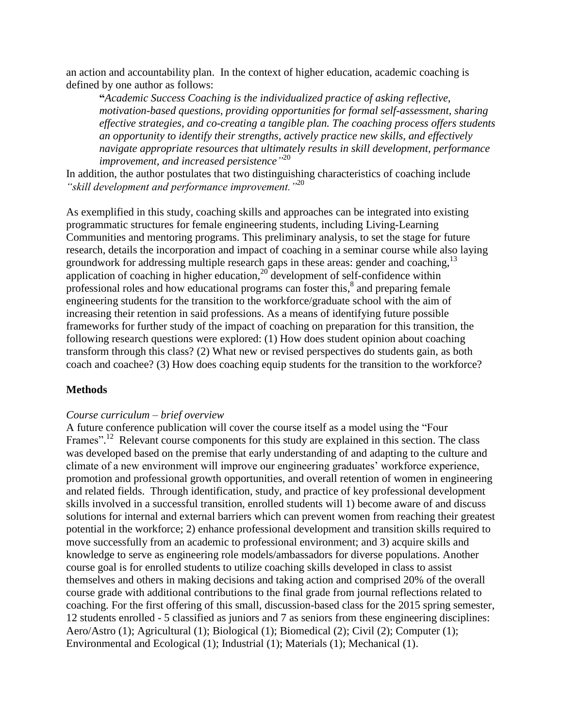an action and accountability plan. In the context of higher education, academic coaching is defined by one author as follows:

> **"***Academic Success Coaching is the individualized practice of asking reflective, motivation-based questions, providing opportunities for formal self-assessment, sharing effective strategies, and co-creating a tangible plan. The coaching process offers students an opportunity to identify their strengths, actively practice new skills, and effectively navigate appropriate resources that ultimately results in skill development, performance improvement, and increased persistence"*[20]

In addition, the author postulates that two distinguishing characteristics of coaching include *"skill development and performance improvement."*[20]

As exemplified in this study, coaching skills and approaches can be integrated into existing programmatic structures for female engineering students, including Living-Learning Communities and mentoring programs. This preliminary analysis, to set the stage for future research, details the incorporation and impact of coaching in a seminar course while also laying groundwork for addressing multiple research gaps in these areas: gender and coaching,[13] application of coaching in higher education,[20] development of self-confidence within professional roles and how educational programs can foster this,[8] and preparing female engineering students for the transition to the workforce/graduate school with the aim of increasing their retention in said professions. As a means of identifying future possible frameworks for further study of the impact of coaching on preparation for this transition, the following research questions were explored: (1) How does student opinion about coaching transform through this class? (2) What new or revised perspectives do students gain, as both coach and coachee? (3) How does coaching equip students for the transition to the workforce?

## Methods

*Course curriculum – brief overview*

A future conference publication will cover the course itself as a model using the "Four Frames".[12] Relevant course components for this study are explained in this section. The class was developed based on the premise that early understanding of and adapting to the culture and climate of a new environment will improve our engineering graduates' workforce experience, promotion and professional growth opportunities, and overall retention of women in engineering and related fields. Through identification, study, and practice of key professional development skills involved in a successful transition, enrolled students will 1) become aware of and discuss solutions for internal and external barriers which can prevent women from reaching their greatest potential in the workforce; 2) enhance professional development and transition skills required to move successfully from an academic to professional environment; and 3) acquire skills and knowledge to serve as engineering role models/ambassadors for diverse populations. Another course goal is for enrolled students to utilize coaching skills developed in class to assist themselves and others in making decisions and taking action and comprised 20% of the overall course grade with additional contributions to the final grade from journal reflections related to coaching. For the first offering of this small, discussion-based class for the 2015 spring semester, 12 students enrolled - 5 classified as juniors and 7 as seniors from these engineering disciplines: Aero/Astro (1); Agricultural (1); Biological (1); Biomedical (2); Civil (2); Computer (1); Environmental and Ecological (1); Industrial (1); Materials (1); Mechanical (1).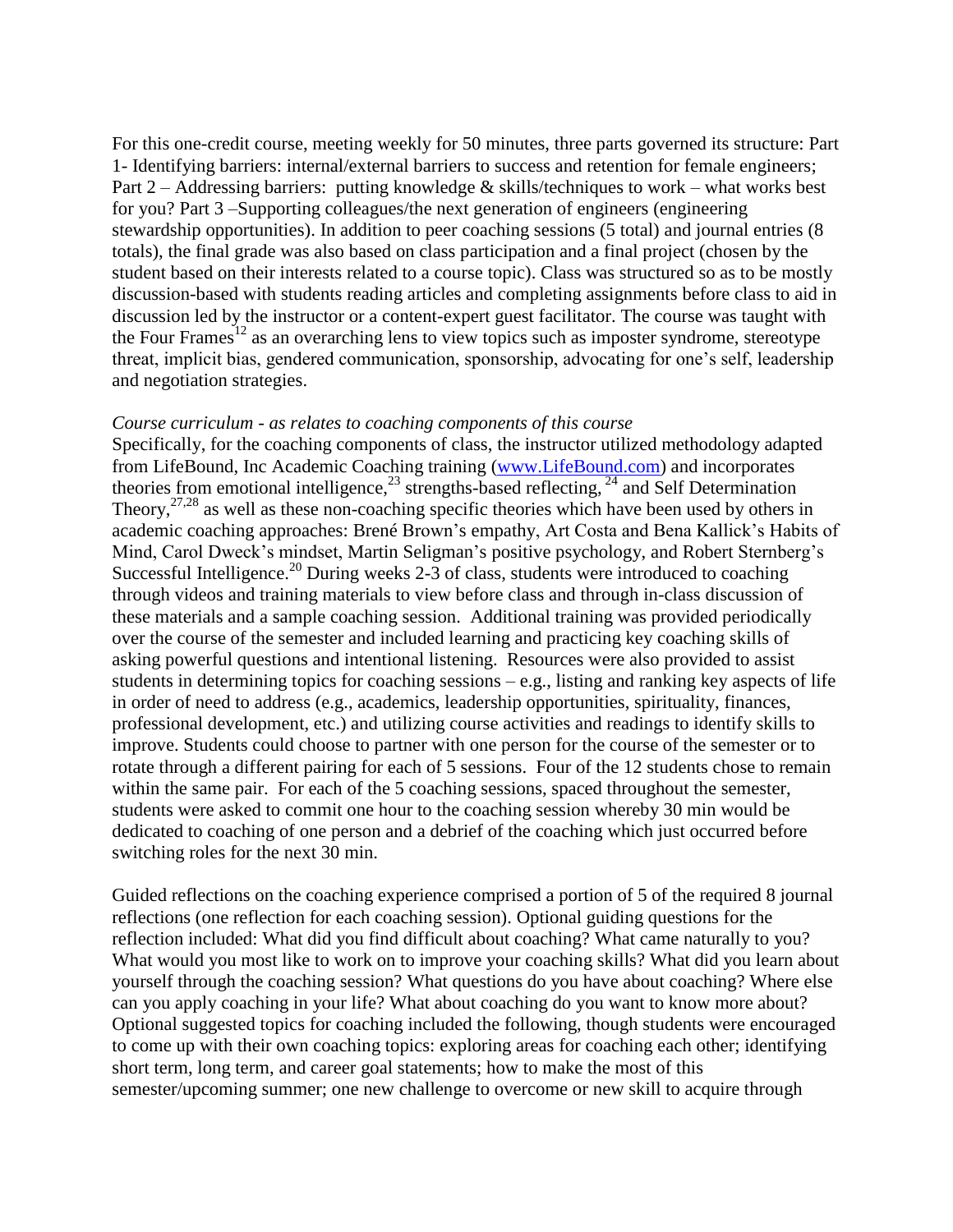For this one-credit course, meeting weekly for 50 minutes, three parts governed its structure: Part 1- Identifying barriers: internal/external barriers to success and retention for female engineers; Part 2 – Addressing barriers: putting knowledge & skills/techniques to work – what works best for you? Part 3 –Supporting colleagues/the next generation of engineers (engineering stewardship opportunities). In addition to peer coaching sessions (5 total) and journal entries (8 totals), the final grade was also based on class participation and a final project (chosen by the student based on their interests related to a course topic). Class was structured so as to be mostly discussion-based with students reading articles and completing assignments before class to aid in discussion led by the instructor or a content-expert guest facilitator. The course was taught with the Four Frames[12] as an overarching lens to view topics such as imposter syndrome, stereotype threat, implicit bias, gendered communication, sponsorship, advocating for one's self, leadership and negotiation strategies.

*Course curriculum - as relates to coaching components of this course*

Specifically, for the coaching components of class, the instructor utilized methodology adapted from LifeBound, Inc Academic Coaching training (www.LifeBound.com) and incorporates theories from emotional intelligence,[23] strengths-based reflecting, [24] and Self Determination Theory,[27,28] as well as these non-coaching specific theories which have been used by others in academic coaching approaches: Brené Brown's empathy, Art Costa and Bena Kallick's Habits of Mind, Carol Dweck's mindset, Martin Seligman's positive psychology, and Robert Sternberg's Successful Intelligence.[20] During weeks 2-3 of class, students were introduced to coaching through videos and training materials to view before class and through in-class discussion of these materials and a sample coaching session. Additional training was provided periodically over the course of the semester and included learning and practicing key coaching skills of asking powerful questions and intentional listening. Resources were also provided to assist students in determining topics for coaching sessions – e.g., listing and ranking key aspects of life in order of need to address (e.g., academics, leadership opportunities, spirituality, finances, professional development, etc.) and utilizing course activities and readings to identify skills to improve. Students could choose to partner with one person for the course of the semester or to rotate through a different pairing for each of 5 sessions. Four of the 12 students chose to remain within the same pair. For each of the 5 coaching sessions, spaced throughout the semester, students were asked to commit one hour to the coaching session whereby 30 min would be dedicated to coaching of one person and a debrief of the coaching which just occurred before switching roles for the next 30 min.

Guided reflections on the coaching experience comprised a portion of 5 of the required 8 journal reflections (one reflection for each coaching session). Optional guiding questions for the reflection included: What did you find difficult about coaching? What came naturally to you? What would you most like to work on to improve your coaching skills? What did you learn about yourself through the coaching session? What questions do you have about coaching? Where else can you apply coaching in your life? What about coaching do you want to know more about? Optional suggested topics for coaching included the following, though students were encouraged to come up with their own coaching topics: exploring areas for coaching each other; identifying short term, long term, and career goal statements; how to make the most of this semester/upcoming summer; one new challenge to overcome or new skill to acquire through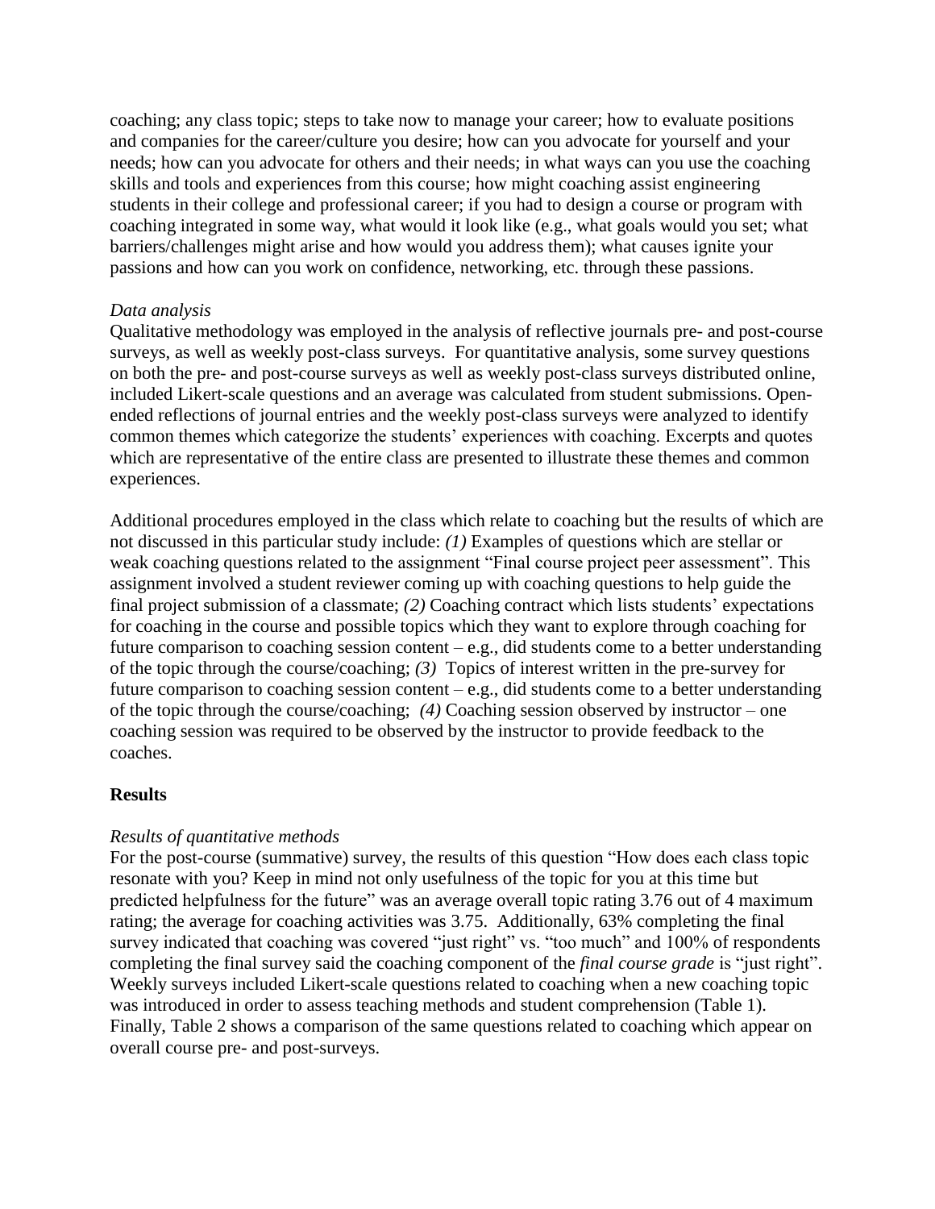coaching; any class topic; steps to take now to manage your career; how to evaluate positions and companies for the career/culture you desire; how can you advocate for yourself and your needs; how can you advocate for others and their needs; in what ways can you use the coaching skills and tools and experiences from this course; how might coaching assist engineering students in their college and professional career; if you had to design a course or program with coaching integrated in some way, what would it look like (e.g., what goals would you set; what barriers/challenges might arise and how would you address them); what causes ignite your passions and how can you work on confidence, networking, etc. through these passions.

*Data analysis*

Qualitative methodology was employed in the analysis of reflective journals pre- and post-course surveys, as well as weekly post-class surveys. For quantitative analysis, some survey questions on both the pre- and post-course surveys as well as weekly post-class surveys distributed online, included Likert-scale questions and an average was calculated from student submissions. Open-ended reflections of journal entries and the weekly post-class surveys were analyzed to identify common themes which categorize the students' experiences with coaching. Excerpts and quotes which are representative of the entire class are presented to illustrate these themes and common experiences.

Additional procedures employed in the class which relate to coaching but the results of which are not discussed in this particular study include: *(1)* Examples of questions which are stellar or weak coaching questions related to the assignment "Final course project peer assessment". This assignment involved a student reviewer coming up with coaching questions to help guide the final project submission of a classmate; *(2)* Coaching contract which lists students' expectations for coaching in the course and possible topics which they want to explore through coaching for future comparison to coaching session content – e.g., did students come to a better understanding of the topic through the course/coaching; *(3)* Topics of interest written in the pre-survey for future comparison to coaching session content – e.g., did students come to a better understanding of the topic through the course/coaching; *(4)* Coaching session observed by instructor – one coaching session was required to be observed by the instructor to provide feedback to the coaches.

## Results

*Results of quantitative methods*

For the post-course (summative) survey, the results of this question "How does each class topic resonate with you? Keep in mind not only usefulness of the topic for you at this time but predicted helpfulness for the future" was an average overall topic rating 3.76 out of 4 maximum rating; the average for coaching activities was 3.75. Additionally, 63% completing the final survey indicated that coaching was covered "just right" vs. "too much" and 100% of respondents completing the final survey said the coaching component of the *final course grade* is "just right". Weekly surveys included Likert-scale questions related to coaching when a new coaching topic was introduced in order to assess teaching methods and student comprehension (Table 1). Finally, Table 2 shows a comparison of the same questions related to coaching which appear on overall course pre- and post-surveys.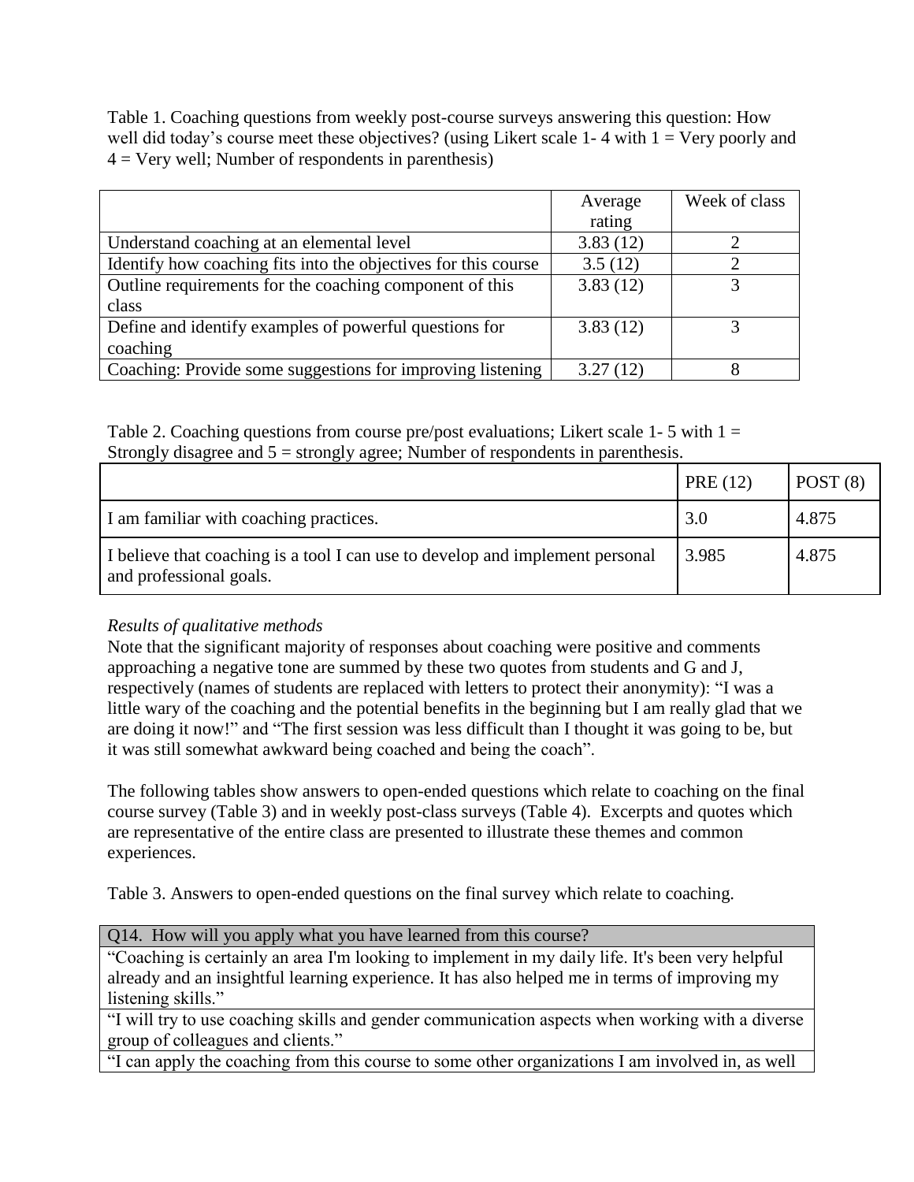Table 1. Coaching questions from weekly post-course surveys answering this question: How well did today's course meet these objectives? (using Likert scale 1- 4 with 1 = Very poorly and 4 = Very well; Number of respondents in parenthesis)

| | Average rating | Week of class |
|---|---|---|
| Understand coaching at an elemental level | 3.83 (12) | 2 |
| Identify how coaching fits into the objectives for this course | 3.5 (12) | 2 |
| Outline requirements for the coaching component of this class | 3.83 (12) | 3 |
| Define and identify examples of powerful questions for coaching | 3.83 (12) | 3 |
| Coaching: Provide some suggestions for improving listening | 3.27 (12) | 8 |

Table 2. Coaching questions from course pre/post evaluations; Likert scale 1- 5 with 1 = Strongly disagree and 5 = strongly agree; Number of respondents in parenthesis.

| | PRE (12) | POST (8) |
|---|---|---|
| I am familiar with coaching practices. | 3.0 | 4.875 |
| I believe that coaching is a tool I can use to develop and implement personal and professional goals. | 3.985 | 4.875 |

*Results of qualitative methods*

Note that the significant majority of responses about coaching were positive and comments approaching a negative tone are summed by these two quotes from students and G and J, respectively (names of students are replaced with letters to protect their anonymity): "I was a little wary of the coaching and the potential benefits in the beginning but I am really glad that we are doing it now!" and "The first session was less difficult than I thought it was going to be, but it was still somewhat awkward being coached and being the coach".

The following tables show answers to open-ended questions which relate to coaching on the final course survey (Table 3) and in weekly post-class surveys (Table 4). Excerpts and quotes which are representative of the entire class are presented to illustrate these themes and common experiences.

Table 3. Answers to open-ended questions on the final survey which relate to coaching.

| Q14. How will you apply what you have learned from this course? |
|---|
| "Coaching is certainly an area I'm looking to implement in my daily life. It's been very helpful already and an insightful learning experience. It has also helped me in terms of improving my listening skills." |
| "I will try to use coaching skills and gender communication aspects when working with a diverse group of colleagues and clients." |
| "I can apply the coaching from this course to some other organizations I am involved in, as well |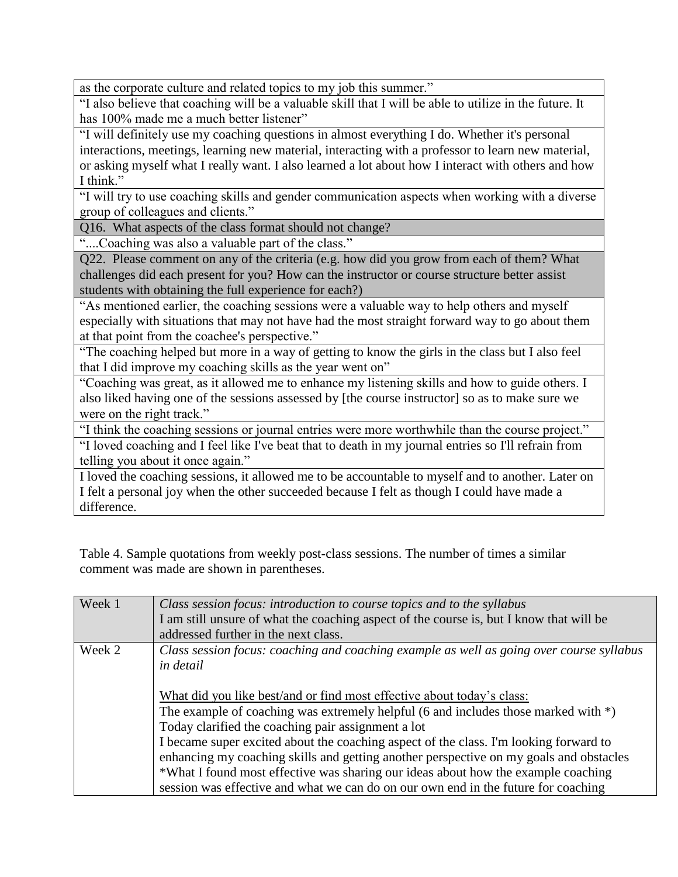| as the corporate culture and related topics to my job this summer." |
|---|
| "I also believe that coaching will be a valuable skill that I will be able to utilize in the future. It has 100% made me a much better listener" |
| "I will definitely use my coaching questions in almost everything I do. Whether it's personal interactions, meetings, learning new material, interacting with a professor to learn new material, or asking myself what I really want. I also learned a lot about how I interact with others and how I think." |
| "I will try to use coaching skills and gender communication aspects when working with a diverse group of colleagues and clients." |
| Q16. What aspects of the class format should not change? |
| "....Coaching was also a valuable part of the class." |
| Q22. Please comment on any of the criteria (e.g. how did you grow from each of them? What challenges did each present for you? How can the instructor or course structure better assist students with obtaining the full experience for each?) |
| "As mentioned earlier, the coaching sessions were a valuable way to help others and myself especially with situations that may not have had the most straight forward way to go about them at that point from the coachee's perspective." |
| "The coaching helped but more in a way of getting to know the girls in the class but I also feel that I did improve my coaching skills as the year went on" |
| "Coaching was great, as it allowed me to enhance my listening skills and how to guide others. I also liked having one of the sessions assessed by [the course instructor] so as to make sure we were on the right track." |
| "I think the coaching sessions or journal entries were more worthwhile than the course project." |
| "I loved coaching and I feel like I've beat that to death in my journal entries so I'll refrain from telling you about it once again." |
| I loved the coaching sessions, it allowed me to be accountable to myself and to another. Later on I felt a personal joy when the other succeeded because I felt as though I could have made a difference. |

Table 4. Sample quotations from weekly post-class sessions. The number of times a similar comment was made are shown in parentheses.

| Week 1 | *Class session focus: introduction to course topics and to the syllabus*<br>I am still unsure of what the coaching aspect of the course is, but I know that will be addressed further in the next class. |
|---|---|
| Week 2 | *Class session focus: coaching and coaching example as well as going over course syllabus in detail*<br><br><u>What did you like best/and or find most effective about today's class:</u><br>The example of coaching was extremely helpful (6 and includes those marked with *)<br>Today clarified the coaching pair assignment a lot<br>I became super excited about the coaching aspect of the class. I'm looking forward to enhancing my coaching skills and getting another perspective on my goals and obstacles<br>*What I found most effective was sharing our ideas about how the example coaching session was effective and what we can do on our own end in the future for coaching |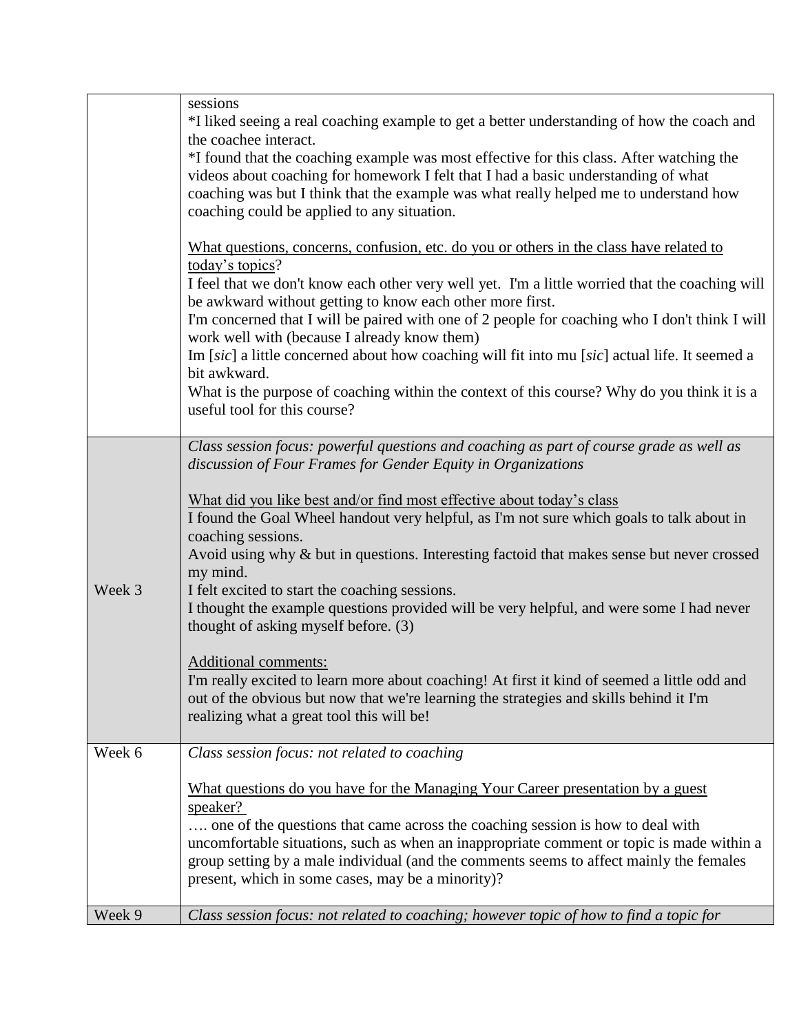| | |
|---|---|
| | sessions<br>*I liked seeing a real coaching example to get a better understanding of how the coach and the coachee interact.<br>*I found that the coaching example was most effective for this class. After watching the videos about coaching for homework I felt that I had a basic understanding of what coaching was but I think that the example was what really helped me to understand how coaching could be applied to any situation.<br><br><u>What questions, concerns, confusion, etc. do you or others in the class have related to today's topics</u>?<br>I feel that we don't know each other very well yet. I'm a little worried that the coaching will be awkward without getting to know each other more first.<br>I'm concerned that I will be paired with one of 2 people for coaching who I don't think I will work well with (because I already know them)<br>Im [*sic*] a little concerned about how coaching will fit into mu [*sic*] actual life. It seemed a bit awkward.<br>What is the purpose of coaching within the context of this course? Why do you think it is a useful tool for this course? |
| Week 3 | *Class session focus: powerful questions and coaching as part of course grade as well as discussion of Four Frames for Gender Equity in Organizations*<br><br><u>What did you like best and/or find most effective about today's class</u><br>I found the Goal Wheel handout very helpful, as I'm not sure which goals to talk about in coaching sessions.<br>Avoid using why & but in questions. Interesting factoid that makes sense but never crossed my mind.<br>I felt excited to start the coaching sessions.<br>I thought the example questions provided will be very helpful, and were some I had never thought of asking myself before. (3)<br><br><u>Additional comments:</u><br>I'm really excited to learn more about coaching! At first it kind of seemed a little odd and out of the obvious but now that we're learning the strategies and skills behind it I'm realizing what a great tool this will be! |
| Week 6 | *Class session focus: not related to coaching*<br><br><u>What questions do you have for the Managing Your Career presentation by a guest speaker?</u><br>…. one of the questions that came across the coaching session is how to deal with uncomfortable situations, such as when an inappropriate comment or topic is made within a group setting by a male individual (and the comments seems to affect mainly the females present, which in some cases, may be a minority)? |
| Week 9 | *Class session focus: not related to coaching; however topic of how to find a topic for* |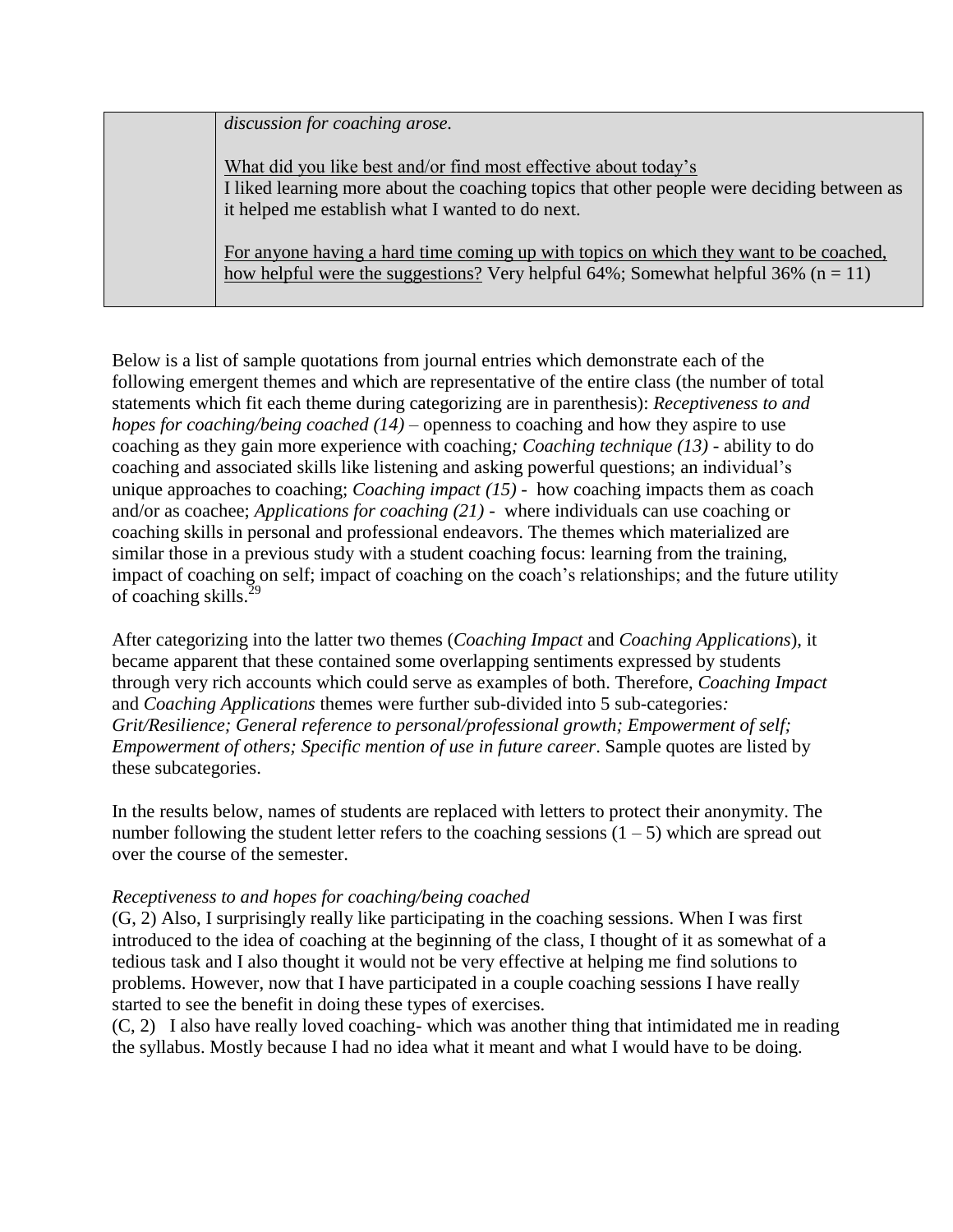| | *discussion for coaching arose.*<br><br>What did you like best and/or find most effective about today's<br>I liked learning more about the coaching topics that other people were deciding between as it helped me establish what I wanted to do next.<br><br>For anyone having a hard time coming up with topics on which they want to be coached, how helpful were the suggestions? Very helpful 64%; Somewhat helpful 36% (n = 11) |
|---|---|

Below is a list of sample quotations from journal entries which demonstrate each of the following emergent themes and which are representative of the entire class (the number of total statements which fit each theme during categorizing are in parenthesis): *Receptiveness to and hopes for coaching/being coached (14)* – openness to coaching and how they aspire to use coaching as they gain more experience with coaching*; Coaching technique (13)* - ability to do coaching and associated skills like listening and asking powerful questions; an individual's unique approaches to coaching; *Coaching impact (15)* - how coaching impacts them as coach and/or as coachee; *Applications for coaching (21)* - where individuals can use coaching or coaching skills in personal and professional endeavors. The themes which materialized are similar those in a previous study with a student coaching focus: learning from the training, impact of coaching on self; impact of coaching on the coach's relationships; and the future utility of coaching skills.[29]

After categorizing into the latter two themes (*Coaching Impact* and *Coaching Applications*), it became apparent that these contained some overlapping sentiments expressed by students through very rich accounts which could serve as examples of both. Therefore, *Coaching Impact* and *Coaching Applications* themes were further sub-divided into 5 sub-categories*: Grit/Resilience; General reference to personal/professional growth; Empowerment of self; Empowerment of others; Specific mention of use in future career*. Sample quotes are listed by these subcategories.

In the results below, names of students are replaced with letters to protect their anonymity. The number following the student letter refers to the coaching sessions (1 – 5) which are spread out over the course of the semester.

*Receptiveness to and hopes for coaching/being coached*

(G, 2) Also, I surprisingly really like participating in the coaching sessions. When I was first introduced to the idea of coaching at the beginning of the class, I thought of it as somewhat of a tedious task and I also thought it would not be very effective at helping me find solutions to problems. However, now that I have participated in a couple coaching sessions I have really started to see the benefit in doing these types of exercises.

(C, 2) I also have really loved coaching- which was another thing that intimidated me in reading the syllabus. Mostly because I had no idea what it meant and what I would have to be doing.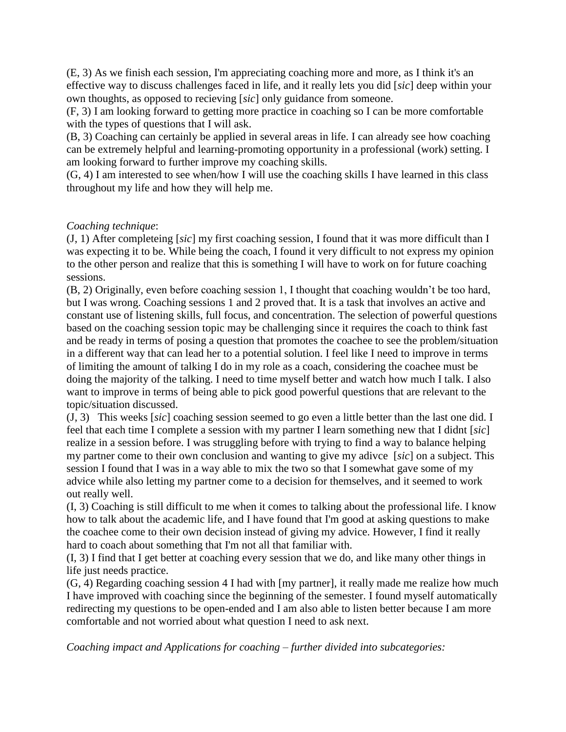(E, 3) As we finish each session, I'm appreciating coaching more and more, as I think it's an effective way to discuss challenges faced in life, and it really lets you did [*sic*] deep within your own thoughts, as opposed to recieving [*sic*] only guidance from someone.

(F, 3) I am looking forward to getting more practice in coaching so I can be more comfortable with the types of questions that I will ask.

(B, 3) Coaching can certainly be applied in several areas in life. I can already see how coaching can be extremely helpful and learning-promoting opportunity in a professional (work) setting. I am looking forward to further improve my coaching skills.

(G, 4) I am interested to see when/how I will use the coaching skills I have learned in this class throughout my life and how they will help me.

*Coaching technique*:

(J, 1) After completeing [*sic*] my first coaching session, I found that it was more difficult than I was expecting it to be. While being the coach, I found it very difficult to not express my opinion to the other person and realize that this is something I will have to work on for future coaching sessions.

(B, 2) Originally, even before coaching session 1, I thought that coaching wouldn't be too hard, but I was wrong. Coaching sessions 1 and 2 proved that. It is a task that involves an active and constant use of listening skills, full focus, and concentration. The selection of powerful questions based on the coaching session topic may be challenging since it requires the coach to think fast and be ready in terms of posing a question that promotes the coachee to see the problem/situation in a different way that can lead her to a potential solution. I feel like I need to improve in terms of limiting the amount of talking I do in my role as a coach, considering the coachee must be doing the majority of the talking. I need to time myself better and watch how much I talk. I also want to improve in terms of being able to pick good powerful questions that are relevant to the topic/situation discussed.

(J, 3) This weeks [*sic*] coaching session seemed to go even a little better than the last one did. I feel that each time I complete a session with my partner I learn something new that I didnt [*sic*] realize in a session before. I was struggling before with trying to find a way to balance helping my partner come to their own conclusion and wanting to give my adivce [*sic*] on a subject. This session I found that I was in a way able to mix the two so that I somewhat gave some of my advice while also letting my partner come to a decision for themselves, and it seemed to work out really well.

(I, 3) Coaching is still difficult to me when it comes to talking about the professional life. I know how to talk about the academic life, and I have found that I'm good at asking questions to make the coachee come to their own decision instead of giving my advice. However, I find it really hard to coach about something that I'm not all that familiar with.

(I, 3) I find that I get better at coaching every session that we do, and like many other things in life just needs practice.

(G, 4) Regarding coaching session 4 I had with [my partner], it really made me realize how much I have improved with coaching since the beginning of the semester. I found myself automatically redirecting my questions to be open-ended and I am also able to listen better because I am more comfortable and not worried about what question I need to ask next.

*Coaching impact and Applications for coaching – further divided into subcategories:*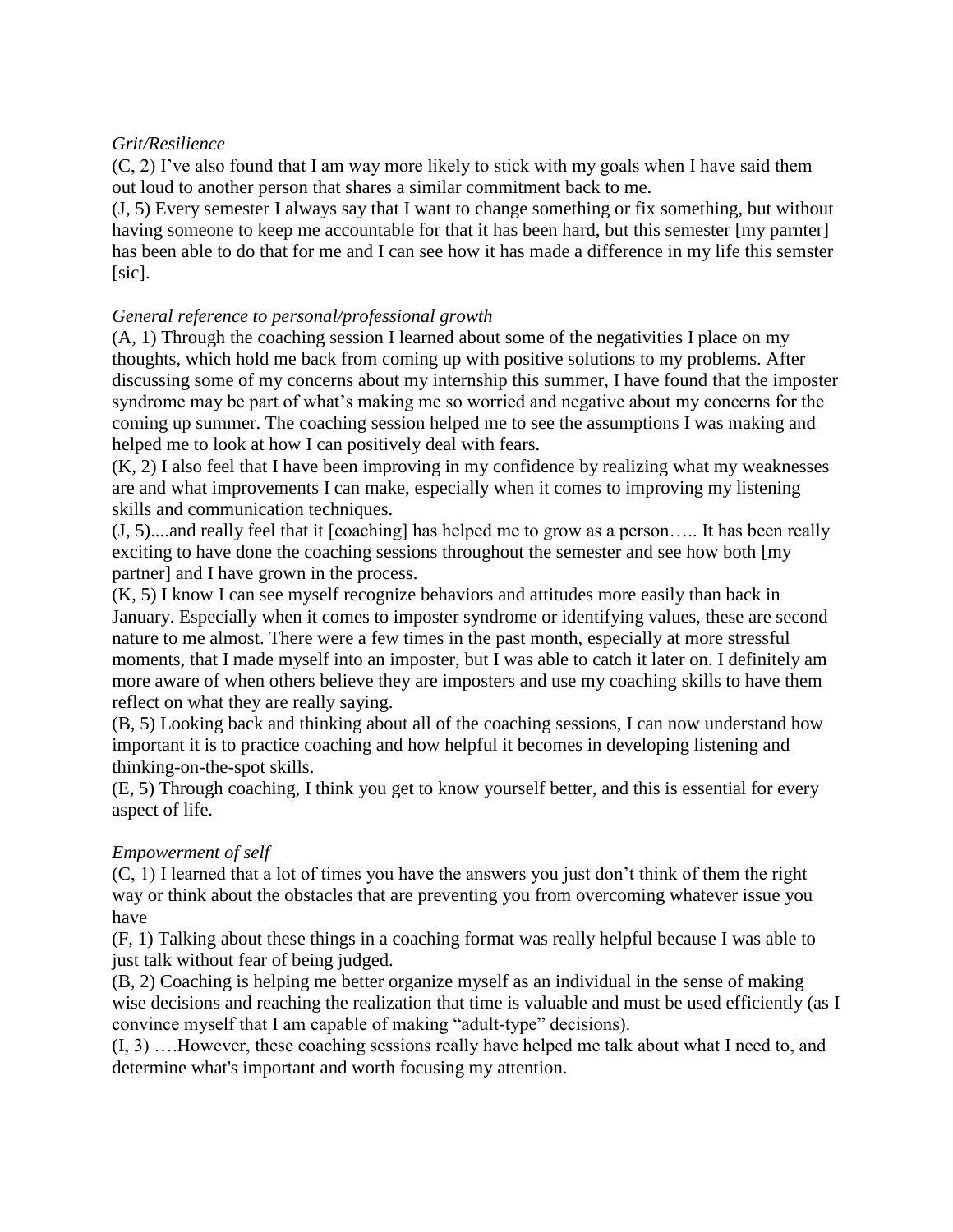*Grit/Resilience*

(C, 2) I've also found that I am way more likely to stick with my goals when I have said them out loud to another person that shares a similar commitment back to me.

(J, 5) Every semester I always say that I want to change something or fix something, but without having someone to keep me accountable for that it has been hard, but this semester [my parnter] has been able to do that for me and I can see how it has made a difference in my life this semster [sic].

*General reference to personal/professional growth*

(A, 1) Through the coaching session I learned about some of the negativities I place on my thoughts, which hold me back from coming up with positive solutions to my problems. After discussing some of my concerns about my internship this summer, I have found that the imposter syndrome may be part of what's making me so worried and negative about my concerns for the coming up summer. The coaching session helped me to see the assumptions I was making and helped me to look at how I can positively deal with fears.

(K, 2) I also feel that I have been improving in my confidence by realizing what my weaknesses are and what improvements I can make, especially when it comes to improving my listening skills and communication techniques.

(J, 5)....and really feel that it [coaching] has helped me to grow as a person….. It has been really exciting to have done the coaching sessions throughout the semester and see how both [my partner] and I have grown in the process.

(K, 5) I know I can see myself recognize behaviors and attitudes more easily than back in January. Especially when it comes to imposter syndrome or identifying values, these are second nature to me almost. There were a few times in the past month, especially at more stressful moments, that I made myself into an imposter, but I was able to catch it later on. I definitely am more aware of when others believe they are imposters and use my coaching skills to have them reflect on what they are really saying.

(B, 5) Looking back and thinking about all of the coaching sessions, I can now understand how important it is to practice coaching and how helpful it becomes in developing listening and thinking-on-the-spot skills.

(E, 5) Through coaching, I think you get to know yourself better, and this is essential for every aspect of life.

*Empowerment of self*

(C, 1) I learned that a lot of times you have the answers you just don't think of them the right way or think about the obstacles that are preventing you from overcoming whatever issue you have

(F, 1) Talking about these things in a coaching format was really helpful because I was able to just talk without fear of being judged.

(B, 2) Coaching is helping me better organize myself as an individual in the sense of making wise decisions and reaching the realization that time is valuable and must be used efficiently (as I convince myself that I am capable of making "adult-type" decisions).

(I, 3) ….However, these coaching sessions really have helped me talk about what I need to, and determine what's important and worth focusing my attention.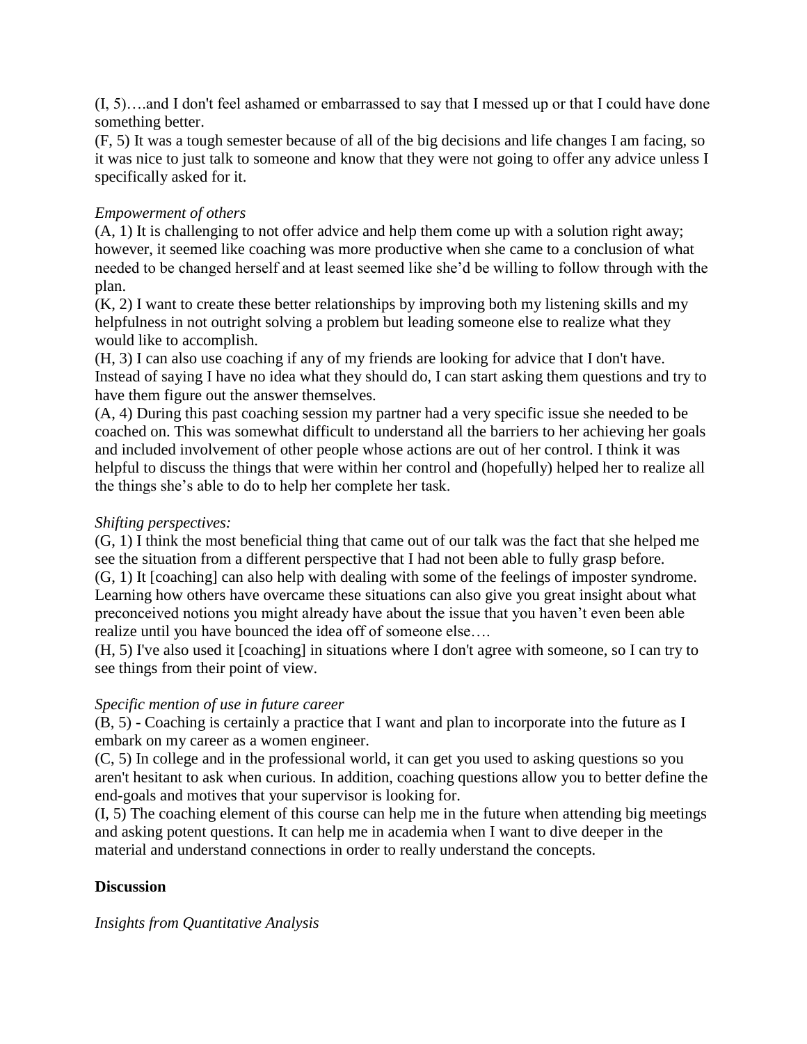(I, 5)….and I don't feel ashamed or embarrassed to say that I messed up or that I could have done something better.
(F, 5) It was a tough semester because of all of the big decisions and life changes I am facing, so it was nice to just talk to someone and know that they were not going to offer any advice unless I specifically asked for it.

*Empowerment of others*

(A, 1) It is challenging to not offer advice and help them come up with a solution right away; however, it seemed like coaching was more productive when she came to a conclusion of what needed to be changed herself and at least seemed like she'd be willing to follow through with the plan.
(K, 2) I want to create these better relationships by improving both my listening skills and my helpfulness in not outright solving a problem but leading someone else to realize what they would like to accomplish.
(H, 3) I can also use coaching if any of my friends are looking for advice that I don't have. Instead of saying I have no idea what they should do, I can start asking them questions and try to have them figure out the answer themselves.
(A, 4) During this past coaching session my partner had a very specific issue she needed to be coached on. This was somewhat difficult to understand all the barriers to her achieving her goals and included involvement of other people whose actions are out of her control. I think it was helpful to discuss the things that were within her control and (hopefully) helped her to realize all the things she's able to do to help her complete her task.

*Shifting perspectives:*

(G, 1) I think the most beneficial thing that came out of our talk was the fact that she helped me see the situation from a different perspective that I had not been able to fully grasp before.
(G, 1) It [coaching] can also help with dealing with some of the feelings of imposter syndrome. Learning how others have overcame these situations can also give you great insight about what preconceived notions you might already have about the issue that you haven't even been able realize until you have bounced the idea off of someone else….
(H, 5) I've also used it [coaching] in situations where I don't agree with someone, so I can try to see things from their point of view.

*Specific mention of use in future career*

(B, 5) - Coaching is certainly a practice that I want and plan to incorporate into the future as I embark on my career as a women engineer.
(C, 5) In college and in the professional world, it can get you used to asking questions so you aren't hesitant to ask when curious. In addition, coaching questions allow you to better define the end-goals and motives that your supervisor is looking for.
(I, 5) The coaching element of this course can help me in the future when attending big meetings and asking potent questions. It can help me in academia when I want to dive deeper in the material and understand connections in order to really understand the concepts.

## Discussion

*Insights from Quantitative Analysis*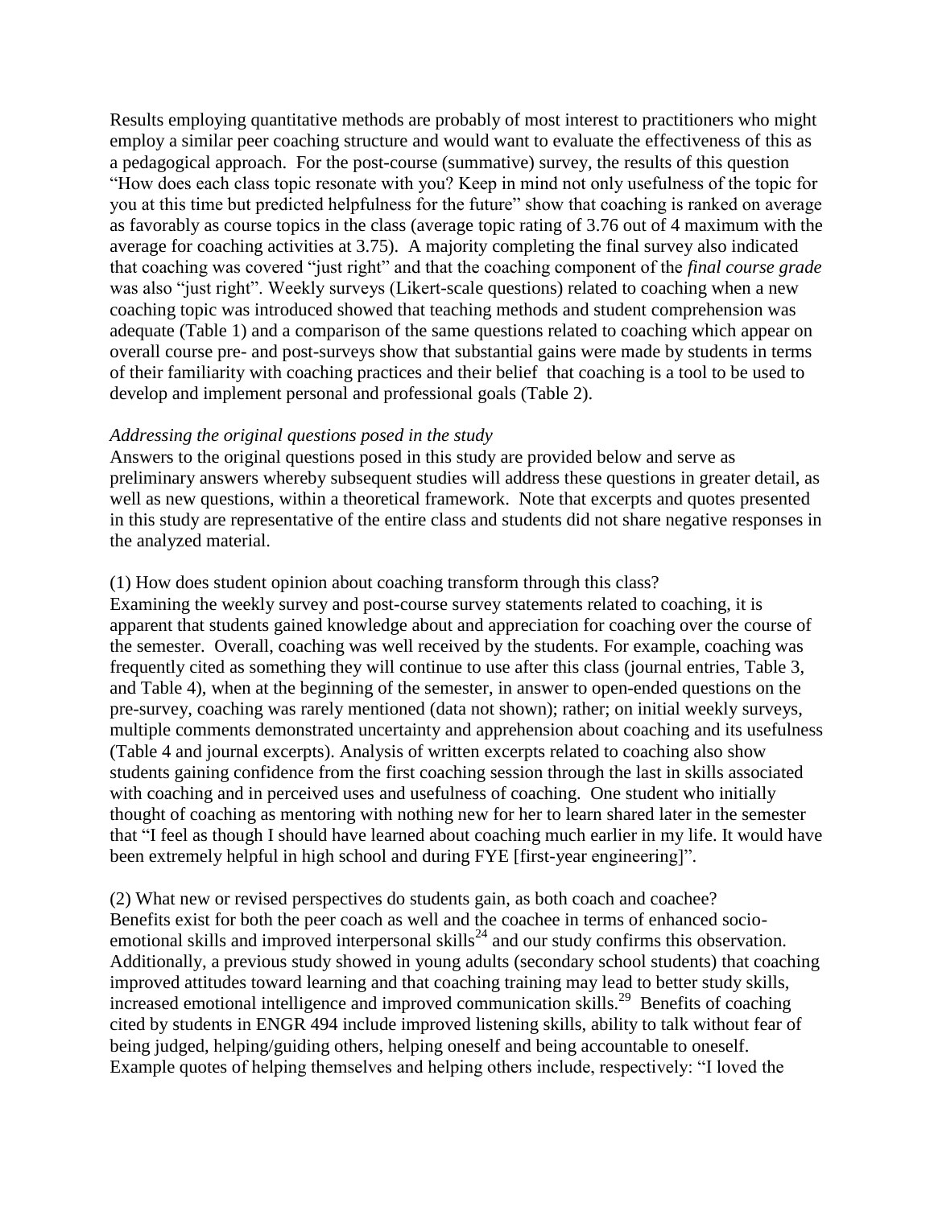Results employing quantitative methods are probably of most interest to practitioners who might employ a similar peer coaching structure and would want to evaluate the effectiveness of this as a pedagogical approach. For the post-course (summative) survey, the results of this question "How does each class topic resonate with you? Keep in mind not only usefulness of the topic for you at this time but predicted helpfulness for the future" show that coaching is ranked on average as favorably as course topics in the class (average topic rating of 3.76 out of 4 maximum with the average for coaching activities at 3.75). A majority completing the final survey also indicated that coaching was covered "just right" and that the coaching component of the *final course grade* was also "just right". Weekly surveys (Likert-scale questions) related to coaching when a new coaching topic was introduced showed that teaching methods and student comprehension was adequate (Table 1) and a comparison of the same questions related to coaching which appear on overall course pre- and post-surveys show that substantial gains were made by students in terms of their familiarity with coaching practices and their belief that coaching is a tool to be used to develop and implement personal and professional goals (Table 2).

*Addressing the original questions posed in the study*

Answers to the original questions posed in this study are provided below and serve as preliminary answers whereby subsequent studies will address these questions in greater detail, as well as new questions, within a theoretical framework. Note that excerpts and quotes presented in this study are representative of the entire class and students did not share negative responses in the analyzed material.

(1) How does student opinion about coaching transform through this class?

Examining the weekly survey and post-course survey statements related to coaching, it is apparent that students gained knowledge about and appreciation for coaching over the course of the semester. Overall, coaching was well received by the students. For example, coaching was frequently cited as something they will continue to use after this class (journal entries, Table 3, and Table 4), when at the beginning of the semester, in answer to open-ended questions on the pre-survey, coaching was rarely mentioned (data not shown); rather; on initial weekly surveys, multiple comments demonstrated uncertainty and apprehension about coaching and its usefulness (Table 4 and journal excerpts). Analysis of written excerpts related to coaching also show students gaining confidence from the first coaching session through the last in skills associated with coaching and in perceived uses and usefulness of coaching. One student who initially thought of coaching as mentoring with nothing new for her to learn shared later in the semester that "I feel as though I should have learned about coaching much earlier in my life. It would have been extremely helpful in high school and during FYE [first-year engineering]".

(2) What new or revised perspectives do students gain, as both coach and coachee?

Benefits exist for both the peer coach as well and the coachee in terms of enhanced socio-emotional skills and improved interpersonal skills[24] and our study confirms this observation. Additionally, a previous study showed in young adults (secondary school students) that coaching improved attitudes toward learning and that coaching training may lead to better study skills, increased emotional intelligence and improved communication skills.[29] Benefits of coaching cited by students in ENGR 494 include improved listening skills, ability to talk without fear of being judged, helping/guiding others, helping oneself and being accountable to oneself. Example quotes of helping themselves and helping others include, respectively: "I loved the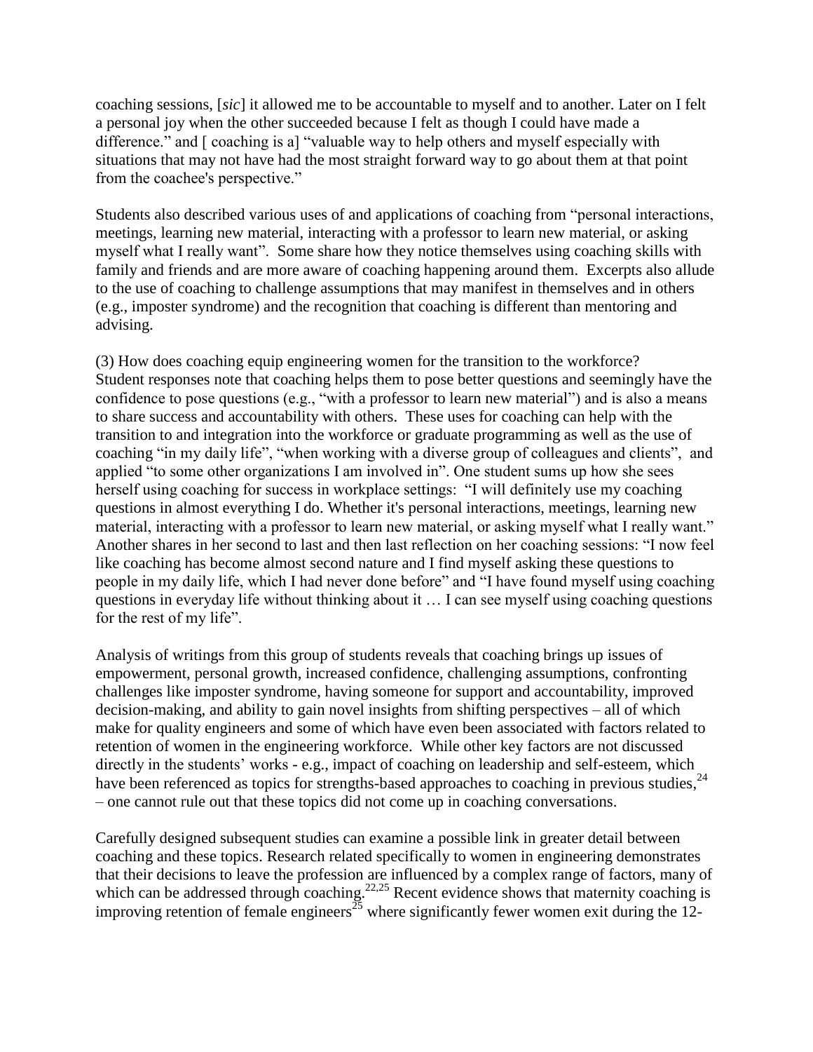coaching sessions, [*sic*] it allowed me to be accountable to myself and to another. Later on I felt a personal joy when the other succeeded because I felt as though I could have made a difference." and [ coaching is a] "valuable way to help others and myself especially with situations that may not have had the most straight forward way to go about them at that point from the coachee's perspective."

Students also described various uses of and applications of coaching from "personal interactions, meetings, learning new material, interacting with a professor to learn new material, or asking myself what I really want". Some share how they notice themselves using coaching skills with family and friends and are more aware of coaching happening around them. Excerpts also allude to the use of coaching to challenge assumptions that may manifest in themselves and in others (e.g., imposter syndrome) and the recognition that coaching is different than mentoring and advising.

(3) How does coaching equip engineering women for the transition to the workforce?
Student responses note that coaching helps them to pose better questions and seemingly have the confidence to pose questions (e.g., "with a professor to learn new material") and is also a means to share success and accountability with others. These uses for coaching can help with the transition to and integration into the workforce or graduate programming as well as the use of coaching "in my daily life", "when working with a diverse group of colleagues and clients", and applied "to some other organizations I am involved in". One student sums up how she sees herself using coaching for success in workplace settings: "I will definitely use my coaching questions in almost everything I do. Whether it's personal interactions, meetings, learning new material, interacting with a professor to learn new material, or asking myself what I really want." Another shares in her second to last and then last reflection on her coaching sessions: "I now feel like coaching has become almost second nature and I find myself asking these questions to people in my daily life, which I had never done before" and "I have found myself using coaching questions in everyday life without thinking about it … I can see myself using coaching questions for the rest of my life".

Analysis of writings from this group of students reveals that coaching brings up issues of empowerment, personal growth, increased confidence, challenging assumptions, confronting challenges like imposter syndrome, having someone for support and accountability, improved decision-making, and ability to gain novel insights from shifting perspectives – all of which make for quality engineers and some of which have even been associated with factors related to retention of women in the engineering workforce. While other key factors are not discussed directly in the students' works - e.g., impact of coaching on leadership and self-esteem, which have been referenced as topics for strengths-based approaches to coaching in previous studies,[24] – one cannot rule out that these topics did not come up in coaching conversations.

Carefully designed subsequent studies can examine a possible link in greater detail between coaching and these topics. Research related specifically to women in engineering demonstrates that their decisions to leave the profession are influenced by a complex range of factors, many of which can be addressed through coaching.[22,25] Recent evidence shows that maternity coaching is improving retention of female engineers[25] where significantly fewer women exit during the 12-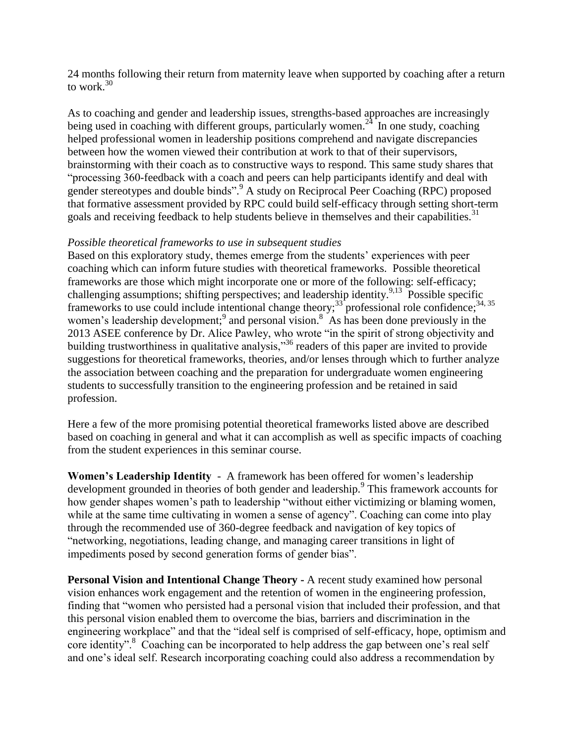24 months following their return from maternity leave when supported by coaching after a return to work.[30]

As to coaching and gender and leadership issues, strengths-based approaches are increasingly being used in coaching with different groups, particularly women.[24] In one study, coaching helped professional women in leadership positions comprehend and navigate discrepancies between how the women viewed their contribution at work to that of their supervisors, brainstorming with their coach as to constructive ways to respond. This same study shares that "processing 360-feedback with a coach and peers can help participants identify and deal with gender stereotypes and double binds".[9] A study on Reciprocal Peer Coaching (RPC) proposed that formative assessment provided by RPC could build self-efficacy through setting short-term goals and receiving feedback to help students believe in themselves and their capabilities.[31]

*Possible theoretical frameworks to use in subsequent studies*

Based on this exploratory study, themes emerge from the students' experiences with peer coaching which can inform future studies with theoretical frameworks. Possible theoretical frameworks are those which might incorporate one or more of the following: self-efficacy; challenging assumptions; shifting perspectives; and leadership identity.[9,13] Possible specific frameworks to use could include intentional change theory;[33] professional role confidence;[34, 35] women's leadership development;[9] and personal vision.[8] As has been done previously in the 2013 ASEE conference by Dr. Alice Pawley, who wrote "in the spirit of strong objectivity and building trustworthiness in qualitative analysis,"[36] readers of this paper are invited to provide suggestions for theoretical frameworks, theories, and/or lenses through which to further analyze the association between coaching and the preparation for undergraduate women engineering students to successfully transition to the engineering profession and be retained in said profession.

Here a few of the more promising potential theoretical frameworks listed above are described based on coaching in general and what it can accomplish as well as specific impacts of coaching from the student experiences in this seminar course.

**Women's Leadership Identity** - A framework has been offered for women's leadership development grounded in theories of both gender and leadership.[9] This framework accounts for how gender shapes women's path to leadership "without either victimizing or blaming women, while at the same time cultivating in women a sense of agency". Coaching can come into play through the recommended use of 360-degree feedback and navigation of key topics of "networking, negotiations, leading change, and managing career transitions in light of impediments posed by second generation forms of gender bias".

**Personal Vision and Intentional Change Theory -** A recent study examined how personal vision enhances work engagement and the retention of women in the engineering profession, finding that "women who persisted had a personal vision that included their profession, and that this personal vision enabled them to overcome the bias, barriers and discrimination in the engineering workplace" and that the "ideal self is comprised of self-efficacy, hope, optimism and core identity".[8] Coaching can be incorporated to help address the gap between one's real self and one's ideal self. Research incorporating coaching could also address a recommendation by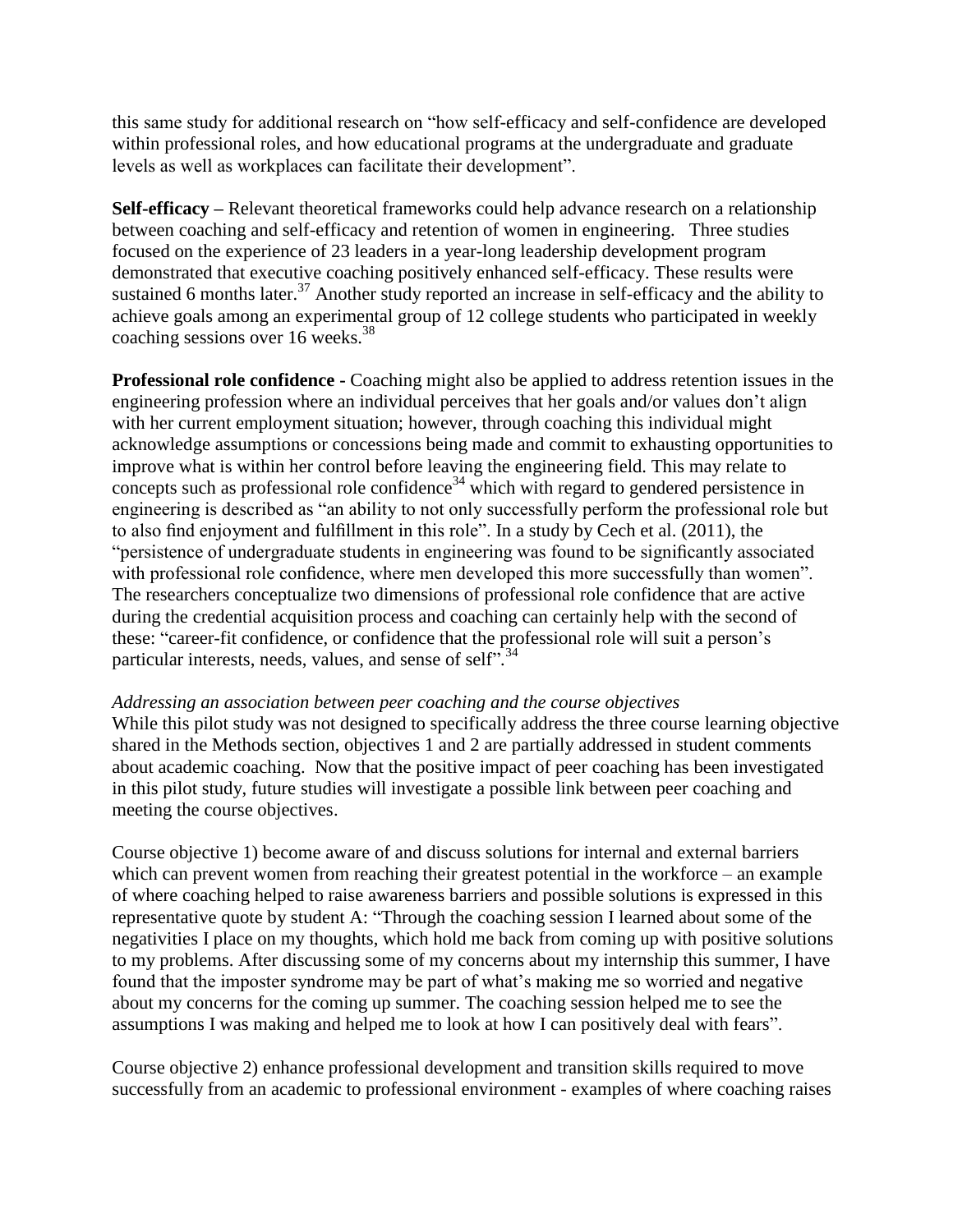this same study for additional research on "how self-efficacy and self-confidence are developed within professional roles, and how educational programs at the undergraduate and graduate levels as well as workplaces can facilitate their development".

**Self-efficacy –** Relevant theoretical frameworks could help advance research on a relationship between coaching and self-efficacy and retention of women in engineering. Three studies focused on the experience of 23 leaders in a year-long leadership development program demonstrated that executive coaching positively enhanced self-efficacy. These results were sustained 6 months later.[37] Another study reported an increase in self-efficacy and the ability to achieve goals among an experimental group of 12 college students who participated in weekly coaching sessions over 16 weeks.[38]

**Professional role confidence -** Coaching might also be applied to address retention issues in the engineering profession where an individual perceives that her goals and/or values don't align with her current employment situation; however, through coaching this individual might acknowledge assumptions or concessions being made and commit to exhausting opportunities to improve what is within her control before leaving the engineering field. This may relate to concepts such as professional role confidence[34] which with regard to gendered persistence in engineering is described as "an ability to not only successfully perform the professional role but to also find enjoyment and fulfillment in this role". In a study by Cech et al. (2011), the "persistence of undergraduate students in engineering was found to be significantly associated with professional role confidence, where men developed this more successfully than women". The researchers conceptualize two dimensions of professional role confidence that are active during the credential acquisition process and coaching can certainly help with the second of these: "career-fit confidence, or confidence that the professional role will suit a person's particular interests, needs, values, and sense of self".[34]

*Addressing an association between peer coaching and the course objectives*

While this pilot study was not designed to specifically address the three course learning objective shared in the Methods section, objectives 1 and 2 are partially addressed in student comments about academic coaching. Now that the positive impact of peer coaching has been investigated in this pilot study, future studies will investigate a possible link between peer coaching and meeting the course objectives.

Course objective 1) become aware of and discuss solutions for internal and external barriers which can prevent women from reaching their greatest potential in the workforce – an example of where coaching helped to raise awareness barriers and possible solutions is expressed in this representative quote by student A: "Through the coaching session I learned about some of the negativities I place on my thoughts, which hold me back from coming up with positive solutions to my problems. After discussing some of my concerns about my internship this summer, I have found that the imposter syndrome may be part of what's making me so worried and negative about my concerns for the coming up summer. The coaching session helped me to see the assumptions I was making and helped me to look at how I can positively deal with fears".

Course objective 2) enhance professional development and transition skills required to move successfully from an academic to professional environment - examples of where coaching raises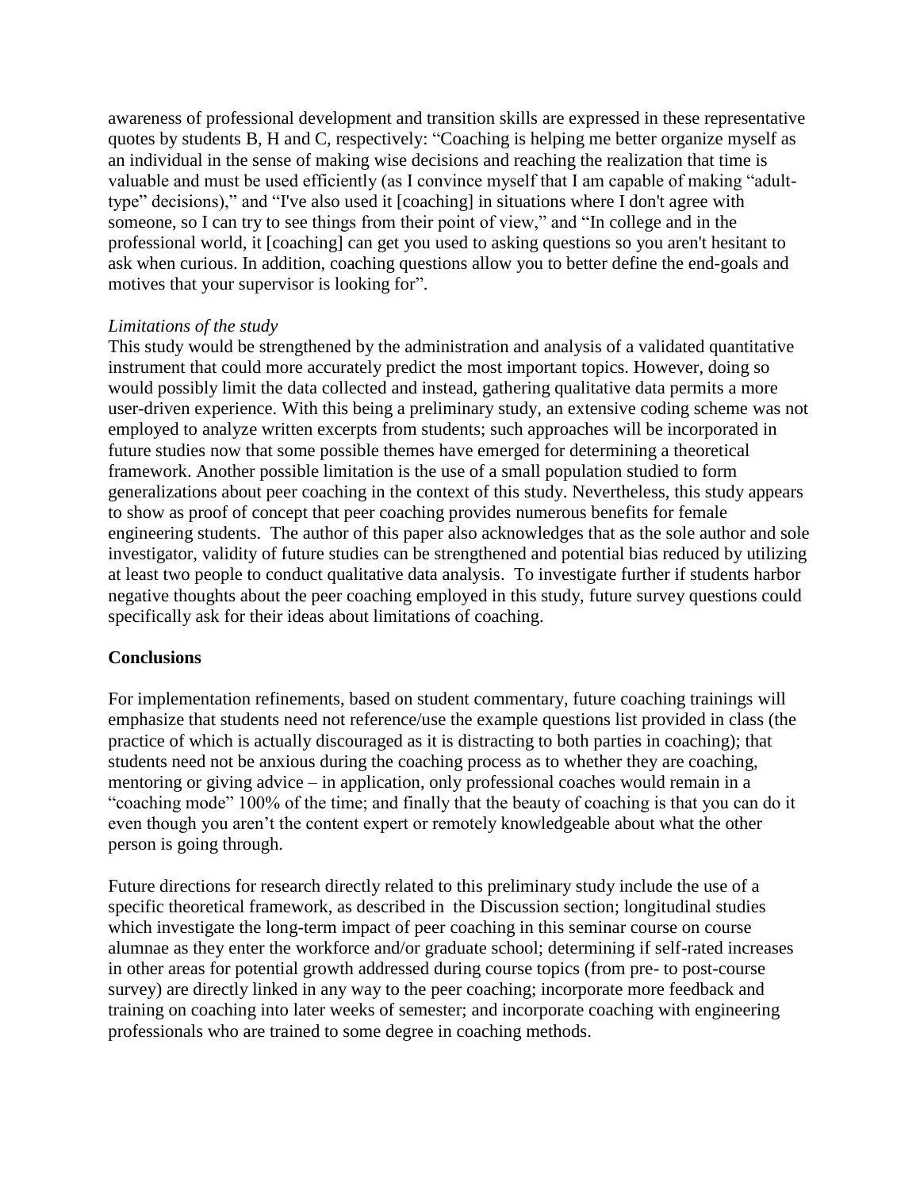awareness of professional development and transition skills are expressed in these representative quotes by students B, H and C, respectively: "Coaching is helping me better organize myself as an individual in the sense of making wise decisions and reaching the realization that time is valuable and must be used efficiently (as I convince myself that I am capable of making "adult-type" decisions)," and "I've also used it [coaching] in situations where I don't agree with someone, so I can try to see things from their point of view," and "In college and in the professional world, it [coaching] can get you used to asking questions so you aren't hesitant to ask when curious. In addition, coaching questions allow you to better define the end-goals and motives that your supervisor is looking for".

*Limitations of the study*

This study would be strengthened by the administration and analysis of a validated quantitative instrument that could more accurately predict the most important topics. However, doing so would possibly limit the data collected and instead, gathering qualitative data permits a more user-driven experience. With this being a preliminary study, an extensive coding scheme was not employed to analyze written excerpts from students; such approaches will be incorporated in future studies now that some possible themes have emerged for determining a theoretical framework. Another possible limitation is the use of a small population studied to form generalizations about peer coaching in the context of this study. Nevertheless, this study appears to show as proof of concept that peer coaching provides numerous benefits for female engineering students. The author of this paper also acknowledges that as the sole author and sole investigator, validity of future studies can be strengthened and potential bias reduced by utilizing at least two people to conduct qualitative data analysis. To investigate further if students harbor negative thoughts about the peer coaching employed in this study, future survey questions could specifically ask for their ideas about limitations of coaching.

**Conclusions**

For implementation refinements, based on student commentary, future coaching trainings will emphasize that students need not reference/use the example questions list provided in class (the practice of which is actually discouraged as it is distracting to both parties in coaching); that students need not be anxious during the coaching process as to whether they are coaching, mentoring or giving advice – in application, only professional coaches would remain in a "coaching mode" 100% of the time; and finally that the beauty of coaching is that you can do it even though you aren't the content expert or remotely knowledgeable about what the other person is going through.

Future directions for research directly related to this preliminary study include the use of a specific theoretical framework, as described in the Discussion section; longitudinal studies which investigate the long-term impact of peer coaching in this seminar course on course alumnae as they enter the workforce and/or graduate school; determining if self-rated increases in other areas for potential growth addressed during course topics (from pre- to post-course survey) are directly linked in any way to the peer coaching; incorporate more feedback and training on coaching into later weeks of semester; and incorporate coaching with engineering professionals who are trained to some degree in coaching methods.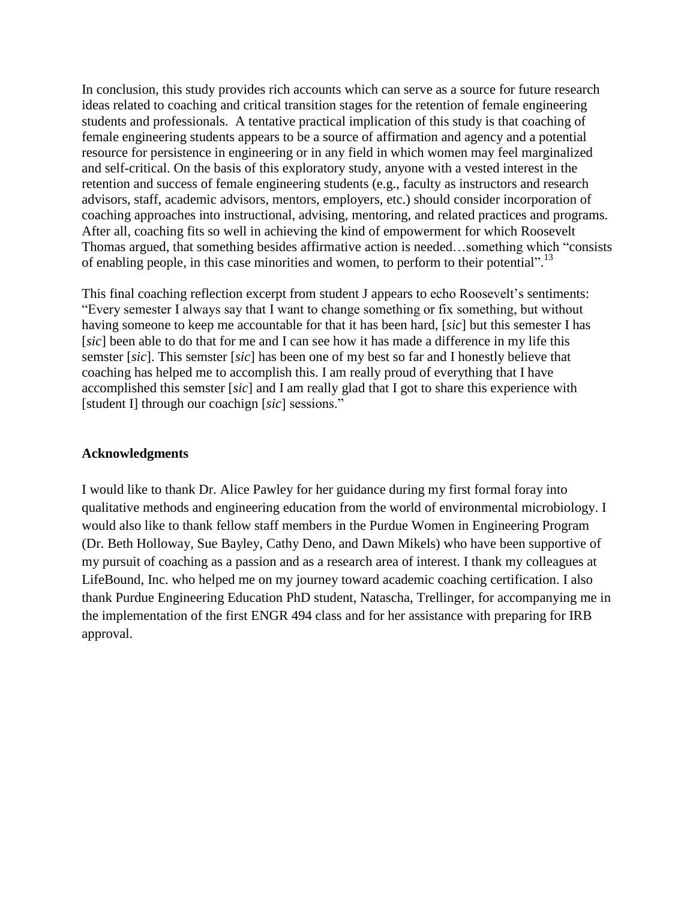In conclusion, this study provides rich accounts which can serve as a source for future research ideas related to coaching and critical transition stages for the retention of female engineering students and professionals. A tentative practical implication of this study is that coaching of female engineering students appears to be a source of affirmation and agency and a potential resource for persistence in engineering or in any field in which women may feel marginalized and self-critical. On the basis of this exploratory study, anyone with a vested interest in the retention and success of female engineering students (e.g., faculty as instructors and research advisors, staff, academic advisors, mentors, employers, etc.) should consider incorporation of coaching approaches into instructional, advising, mentoring, and related practices and programs. After all, coaching fits so well in achieving the kind of empowerment for which Roosevelt Thomas argued, that something besides affirmative action is needed…something which "consists of enabling people, in this case minorities and women, to perform to their potential".[13]

This final coaching reflection excerpt from student J appears to echo Roosevelt's sentiments: "Every semester I always say that I want to change something or fix something, but without having someone to keep me accountable for that it has been hard, [*sic*] but this semester I has [*sic*] been able to do that for me and I can see how it has made a difference in my life this semster [*sic*]. This semster [*sic*] has been one of my best so far and I honestly believe that coaching has helped me to accomplish this. I am really proud of everything that I have accomplished this semster [*sic*] and I am really glad that I got to share this experience with [student I] through our coachign [*sic*] sessions."

## Acknowledgments

I would like to thank Dr. Alice Pawley for her guidance during my first formal foray into qualitative methods and engineering education from the world of environmental microbiology. I would also like to thank fellow staff members in the Purdue Women in Engineering Program (Dr. Beth Holloway, Sue Bayley, Cathy Deno, and Dawn Mikels) who have been supportive of my pursuit of coaching as a passion and as a research area of interest. I thank my colleagues at LifeBound, Inc. who helped me on my journey toward academic coaching certification. I also thank Purdue Engineering Education PhD student, Natascha, Trellinger, for accompanying me in the implementation of the first ENGR 494 class and for her assistance with preparing for IRB approval.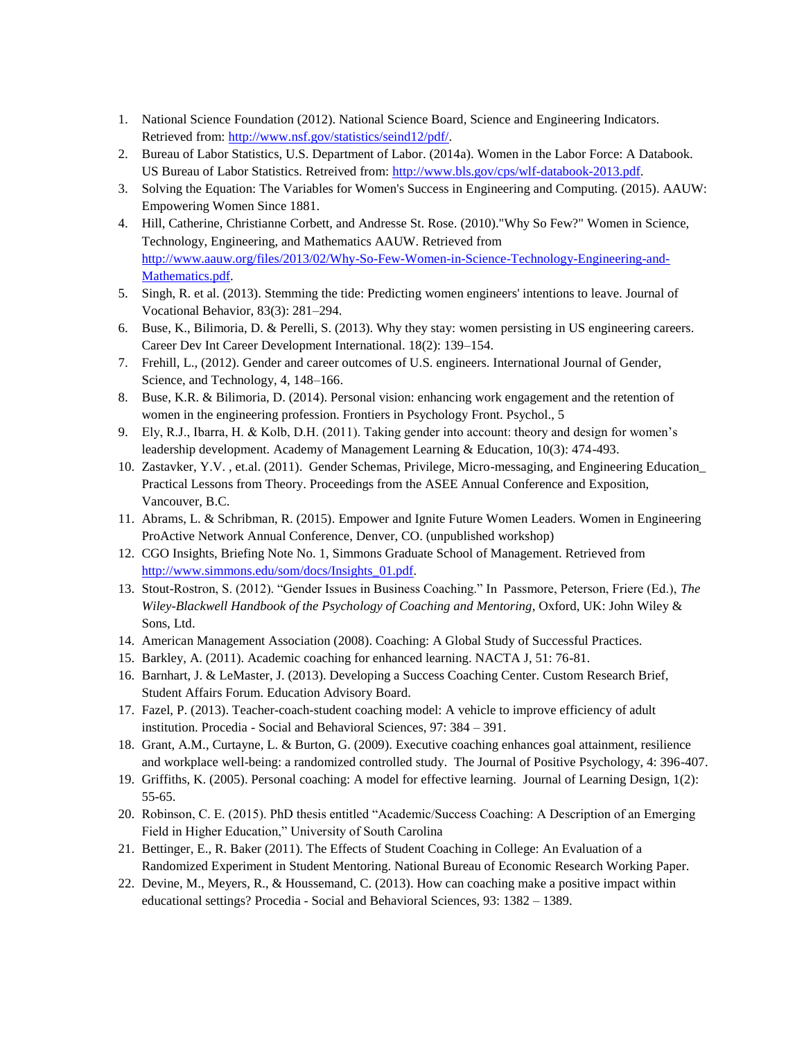1. National Science Foundation (2012). National Science Board, Science and Engineering Indicators. Retrieved from: http://www.nsf.gov/statistics/seind12/pdf/.
2. Bureau of Labor Statistics, U.S. Department of Labor. (2014a). Women in the Labor Force: A Databook. US Bureau of Labor Statistics. Retreived from: http://www.bls.gov/cps/wlf-databook-2013.pdf.
3. Solving the Equation: The Variables for Women's Success in Engineering and Computing. (2015). AAUW: Empowering Women Since 1881.
4. Hill, Catherine, Christianne Corbett, and Andresse St. Rose. (2010)."Why So Few?" Women in Science, Technology, Engineering, and Mathematics AAUW. Retrieved from http://www.aauw.org/files/2013/02/Why-So-Few-Women-in-Science-Technology-Engineering-and-Mathematics.pdf.
5. Singh, R. et al. (2013). Stemming the tide: Predicting women engineers' intentions to leave. Journal of Vocational Behavior, 83(3): 281–294.
6. Buse, K., Bilimoria, D. & Perelli, S. (2013). Why they stay: women persisting in US engineering careers. Career Dev Int Career Development International. 18(2): 139–154.
7. Frehill, L., (2012). Gender and career outcomes of U.S. engineers. International Journal of Gender, Science, and Technology, 4, 148–166.
8. Buse, K.R. & Bilimoria, D. (2014). Personal vision: enhancing work engagement and the retention of women in the engineering profession. Frontiers in Psychology Front. Psychol., 5
9. Ely, R.J., Ibarra, H. & Kolb, D.H. (2011). Taking gender into account: theory and design for women's leadership development. Academy of Management Learning & Education, 10(3): 474-493.
10. Zastavker, Y.V. , et.al. (2011). Gender Schemas, Privilege, Micro-messaging, and Engineering Education_ Practical Lessons from Theory. Proceedings from the ASEE Annual Conference and Exposition, Vancouver, B.C.
11. Abrams, L. & Schribman, R. (2015). Empower and Ignite Future Women Leaders. Women in Engineering ProActive Network Annual Conference, Denver, CO. (unpublished workshop)
12. CGO Insights, Briefing Note No. 1, Simmons Graduate School of Management. Retrieved from http://www.simmons.edu/som/docs/Insights_01.pdf.
13. Stout-Rostron, S. (2012). "Gender Issues in Business Coaching." In Passmore, Peterson, Friere (Ed.), *The Wiley-Blackwell Handbook of the Psychology of Coaching and Mentoring*, Oxford, UK: John Wiley & Sons, Ltd.
14. American Management Association (2008). Coaching: A Global Study of Successful Practices.
15. Barkley, A. (2011). Academic coaching for enhanced learning. NACTA J, 51: 76-81.
16. Barnhart, J. & LeMaster, J. (2013). Developing a Success Coaching Center. Custom Research Brief, Student Affairs Forum. Education Advisory Board.
17. Fazel, P. (2013). Teacher-coach-student coaching model: A vehicle to improve efficiency of adult institution. Procedia - Social and Behavioral Sciences, 97: 384 – 391.
18. Grant, A.M., Curtayne, L. & Burton, G. (2009). Executive coaching enhances goal attainment, resilience and workplace well-being: a randomized controlled study. The Journal of Positive Psychology, 4: 396-407.
19. Griffiths, K. (2005). Personal coaching: A model for effective learning. Journal of Learning Design, 1(2): 55-65.
20. Robinson, C. E. (2015). PhD thesis entitled "Academic/Success Coaching: A Description of an Emerging Field in Higher Education," University of South Carolina
21. Bettinger, E., R. Baker (2011). The Effects of Student Coaching in College: An Evaluation of a Randomized Experiment in Student Mentoring. National Bureau of Economic Research Working Paper.
22. Devine, M., Meyers, R., & Houssemand, C. (2013). How can coaching make a positive impact within educational settings? Procedia - Social and Behavioral Sciences, 93: 1382 – 1389.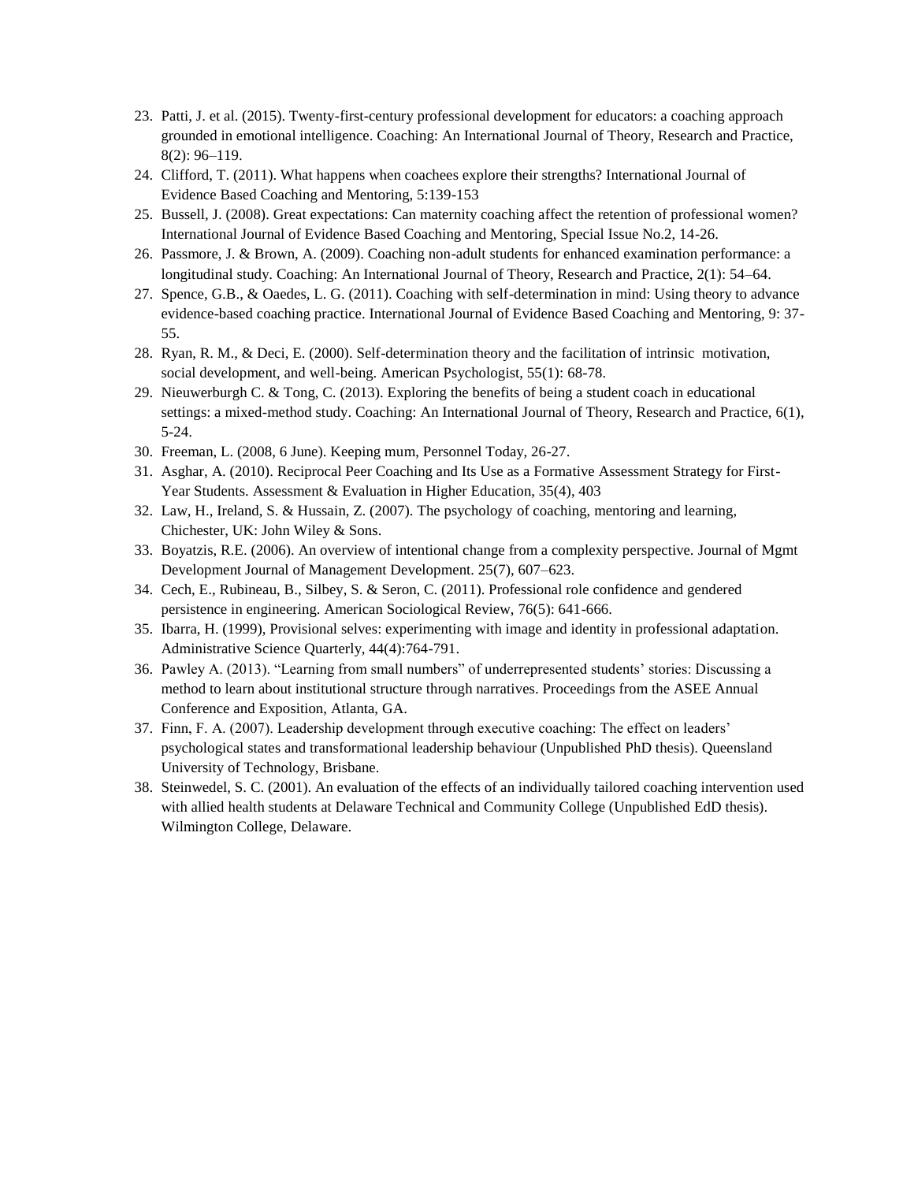23. Patti, J. et al. (2015). Twenty-first-century professional development for educators: a coaching approach grounded in emotional intelligence. Coaching: An International Journal of Theory, Research and Practice, 8(2): 96–119.
24. Clifford, T. (2011). What happens when coachees explore their strengths? International Journal of Evidence Based Coaching and Mentoring, 5:139-153
25. Bussell, J. (2008). Great expectations: Can maternity coaching affect the retention of professional women? International Journal of Evidence Based Coaching and Mentoring, Special Issue No.2, 14-26.
26. Passmore, J. & Brown, A. (2009). Coaching non-adult students for enhanced examination performance: a longitudinal study. Coaching: An International Journal of Theory, Research and Practice, 2(1): 54–64.
27. Spence, G.B., & Oaedes, L. G. (2011). Coaching with self-determination in mind: Using theory to advance evidence-based coaching practice. International Journal of Evidence Based Coaching and Mentoring, 9: 37-55.
28. Ryan, R. M., & Deci, E. (2000). Self-determination theory and the facilitation of intrinsic motivation, social development, and well-being. American Psychologist, 55(1): 68-78.
29. Nieuwerburgh C. & Tong, C. (2013). Exploring the benefits of being a student coach in educational settings: a mixed-method study. Coaching: An International Journal of Theory, Research and Practice, 6(1), 5-24.
30. Freeman, L. (2008, 6 June). Keeping mum, Personnel Today, 26-27.
31. Asghar, A. (2010). Reciprocal Peer Coaching and Its Use as a Formative Assessment Strategy for First-Year Students. Assessment & Evaluation in Higher Education, 35(4), 403
32. Law, H., Ireland, S. & Hussain, Z. (2007). The psychology of coaching, mentoring and learning, Chichester, UK: John Wiley & Sons.
33. Boyatzis, R.E. (2006). An overview of intentional change from a complexity perspective. Journal of Mgmt Development Journal of Management Development. 25(7), 607–623.
34. Cech, E., Rubineau, B., Silbey, S. & Seron, C. (2011). Professional role confidence and gendered persistence in engineering. American Sociological Review, 76(5): 641-666.
35. Ibarra, H. (1999), Provisional selves: experimenting with image and identity in professional adaptation. Administrative Science Quarterly, 44(4):764-791.
36. Pawley A. (2013). "Learning from small numbers" of underrepresented students' stories: Discussing a method to learn about institutional structure through narratives. Proceedings from the ASEE Annual Conference and Exposition, Atlanta, GA.
37. Finn, F. A. (2007). Leadership development through executive coaching: The effect on leaders' psychological states and transformational leadership behaviour (Unpublished PhD thesis). Queensland University of Technology, Brisbane.
38. Steinwedel, S. C. (2001). An evaluation of the effects of an individually tailored coaching intervention used with allied health students at Delaware Technical and Community College (Unpublished EdD thesis). Wilmington College, Delaware.